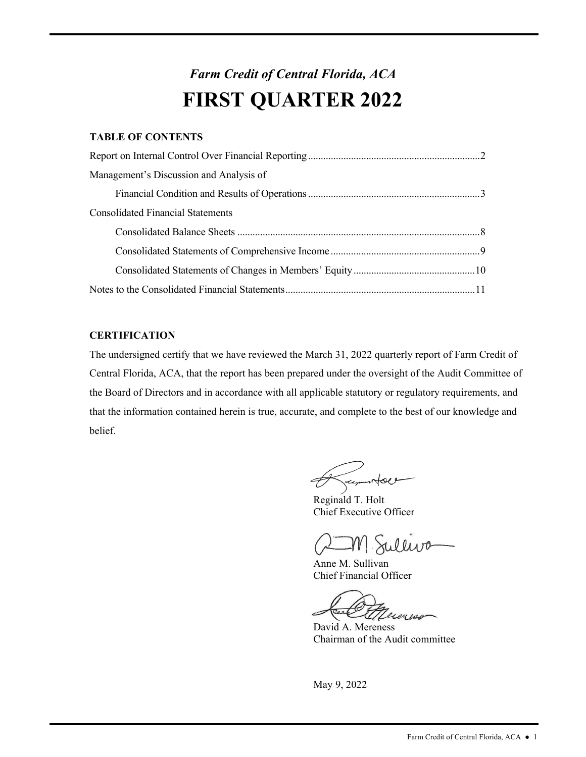*Farm Credit of Central Florida, ACA*

# FIRST QUARTER 2022

**TABLE OF CONTENTS**

Report on Internal Control Over Financial Reporting....................................................................2

Management's Discussion and Analysis of

Financial Condition and Results of Operations....................................................................3

Consolidated Financial Statements

Consolidated Balance Sheets ................................................................................................8

Consolidated Statements of Comprehensive Income...........................................................9

Consolidated Statements of Changes in Members' Equity................................................10

Notes to the Consolidated Financial Statements..........................................................................11

**CERTIFICATION**

The undersigned certify that we have reviewed the March 31, 2022 quarterly report of Farm Credit of Central Florida, ACA, that the report has been prepared under the oversight of the Audit Committee of the Board of Directors and in accordance with all applicable statutory or regulatory requirements, and that the information contained herein is true, accurate, and complete to the best of our knowledge and belief.

Reginald T. Holt
Chief Executive Officer

Anne M. Sullivan
Chief Financial Officer

David A. Mereness
Chairman of the Audit committee

May 9, 2022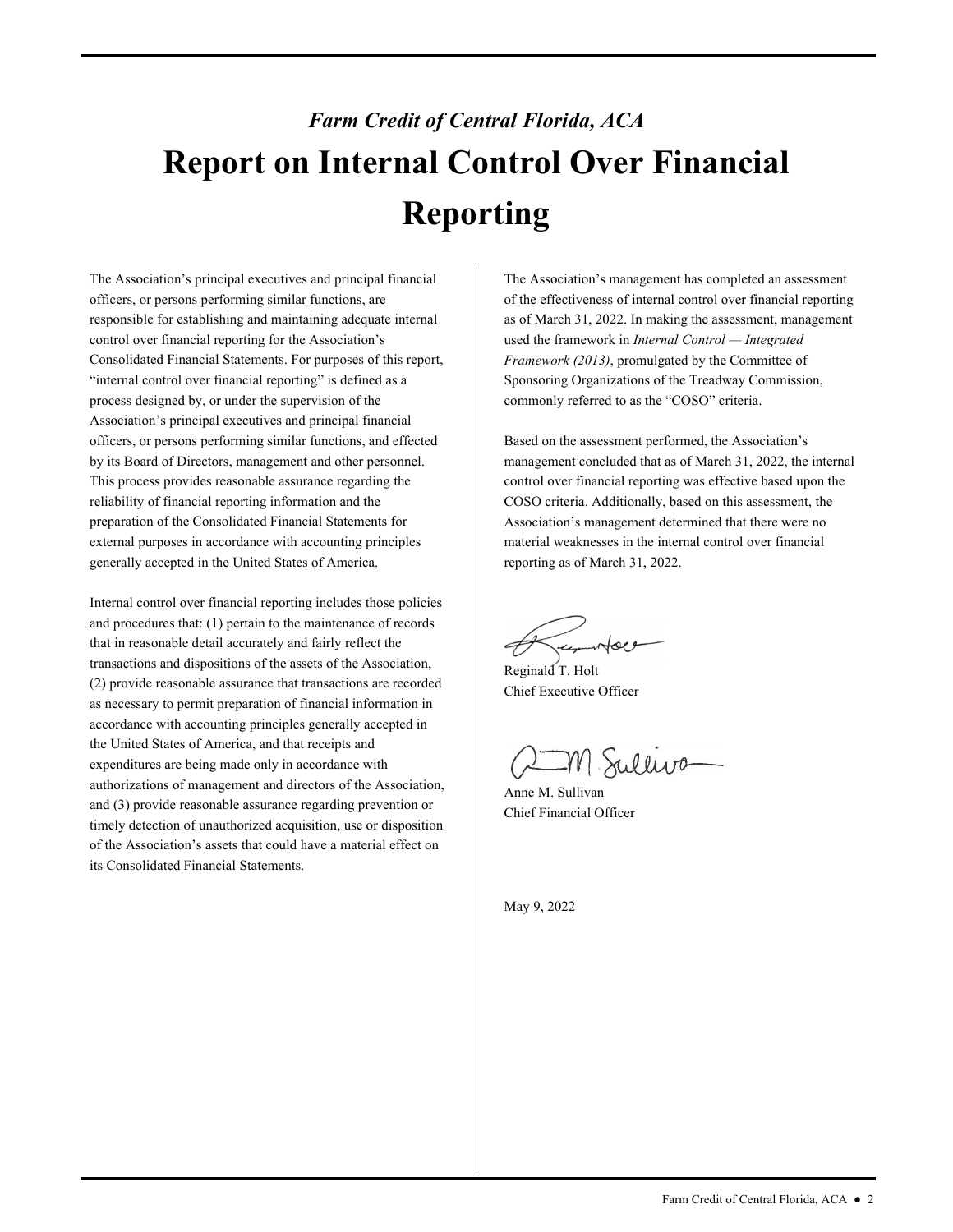*Farm Credit of Central Florida, ACA*

# Report on Internal Control Over Financial Reporting

The Association's principal executives and principal financial officers, or persons performing similar functions, are responsible for establishing and maintaining adequate internal control over financial reporting for the Association's Consolidated Financial Statements. For purposes of this report, "internal control over financial reporting" is defined as a process designed by, or under the supervision of the Association's principal executives and principal financial officers, or persons performing similar functions, and effected by its Board of Directors, management and other personnel. This process provides reasonable assurance regarding the reliability of financial reporting information and the preparation of the Consolidated Financial Statements for external purposes in accordance with accounting principles generally accepted in the United States of America.

Internal control over financial reporting includes those policies and procedures that: (1) pertain to the maintenance of records that in reasonable detail accurately and fairly reflect the transactions and dispositions of the assets of the Association, (2) provide reasonable assurance that transactions are recorded as necessary to permit preparation of financial information in accordance with accounting principles generally accepted in the United States of America, and that receipts and expenditures are being made only in accordance with authorizations of management and directors of the Association, and (3) provide reasonable assurance regarding prevention or timely detection of unauthorized acquisition, use or disposition of the Association's assets that could have a material effect on its Consolidated Financial Statements.

The Association's management has completed an assessment of the effectiveness of internal control over financial reporting as of March 31, 2022. In making the assessment, management used the framework in *Internal Control — Integrated Framework (2013)*, promulgated by the Committee of Sponsoring Organizations of the Treadway Commission, commonly referred to as the "COSO" criteria.

Based on the assessment performed, the Association's management concluded that as of March 31, 2022, the internal control over financial reporting was effective based upon the COSO criteria. Additionally, based on this assessment, the Association's management determined that there were no material weaknesses in the internal control over financial reporting as of March 31, 2022.

Reginald T. Holt
Chief Executive Officer

Anne M. Sullivan
Chief Financial Officer

May 9, 2022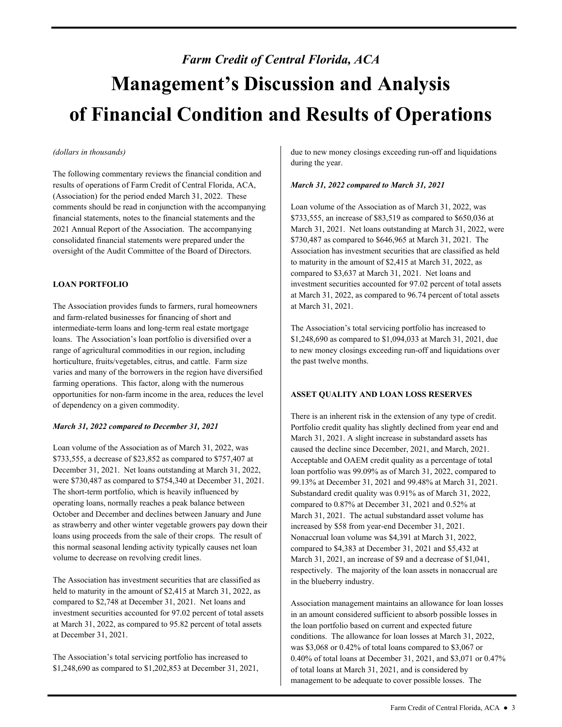*Farm Credit of Central Florida, ACA*

# Management's Discussion and Analysis of Financial Condition and Results of Operations

*(dollars in thousands)*

The following commentary reviews the financial condition and results of operations of Farm Credit of Central Florida, ACA, (Association) for the period ended March 31, 2022. These comments should be read in conjunction with the accompanying financial statements, notes to the financial statements and the 2021 Annual Report of the Association. The accompanying consolidated financial statements were prepared under the oversight of the Audit Committee of the Board of Directors.

## LOAN PORTFOLIO

The Association provides funds to farmers, rural homeowners and farm-related businesses for financing of short and intermediate-term loans and long-term real estate mortgage loans. The Association's loan portfolio is diversified over a range of agricultural commodities in our region, including horticulture, fruits/vegetables, citrus, and cattle. Farm size varies and many of the borrowers in the region have diversified farming operations. This factor, along with the numerous opportunities for non-farm income in the area, reduces the level of dependency on a given commodity.

***March 31, 2022 compared to December 31, 2021***

Loan volume of the Association as of March 31, 2022, was $733,555, a decrease of $23,852 as compared to $757,407 at December 31, 2021. Net loans outstanding at March 31, 2022, were $730,487 as compared to $754,340 at December 31, 2021. The short-term portfolio, which is heavily influenced by operating loans, normally reaches a peak balance between October and December and declines between January and June as strawberry and other winter vegetable growers pay down their loans using proceeds from the sale of their crops. The result of this normal seasonal lending activity typically causes net loan volume to decrease on revolving credit lines.

The Association has investment securities that are classified as held to maturity in the amount of $2,415 at March 31, 2022, as compared to $2,748 at December 31, 2021. Net loans and investment securities accounted for 97.02 percent of total assets at March 31, 2022, as compared to 95.82 percent of total assets at December 31, 2021.

The Association's total servicing portfolio has increased to $1,248,690 as compared to $1,202,853 at December 31, 2021, due to new money closings exceeding run-off and liquidations during the year.

***March 31, 2022 compared to March 31, 2021***

Loan volume of the Association as of March 31, 2022, was $733,555, an increase of $83,519 as compared to $650,036 at March 31, 2021. Net loans outstanding at March 31, 2022, were $730,487 as compared to $646,965 at March 31, 2021. The Association has investment securities that are classified as held to maturity in the amount of $2,415 at March 31, 2022, as compared to $3,637 at March 31, 2021. Net loans and investment securities accounted for 97.02 percent of total assets at March 31, 2022, as compared to 96.74 percent of total assets at March 31, 2021.

The Association's total servicing portfolio has increased to $1,248,690 as compared to $1,094,033 at March 31, 2021, due to new money closings exceeding run-off and liquidations over the past twelve months.

## ASSET QUALITY AND LOAN LOSS RESERVES

There is an inherent risk in the extension of any type of credit. Portfolio credit quality has slightly declined from year end and March 31, 2021. A slight increase in substandard assets has caused the decline since December, 2021, and March, 2021. Acceptable and OAEM credit quality as a percentage of total loan portfolio was 99.09% as of March 31, 2022, compared to 99.13% at December 31, 2021 and 99.48% at March 31, 2021. Substandard credit quality was 0.91% as of March 31, 2022, compared to 0.87% at December 31, 2021 and 0.52% at March 31, 2021. The actual substandard asset volume has increased by $58 from year-end December 31, 2021. Nonaccrual loan volume was $4,391 at March 31, 2022, compared to $4,383 at December 31, 2021 and $5,432 at March 31, 2021, an increase of $9 and a decrease of $1,041, respectively. The majority of the loan assets in nonaccrual are in the blueberry industry.

Association management maintains an allowance for loan losses in an amount considered sufficient to absorb possible losses in the loan portfolio based on current and expected future conditions. The allowance for loan losses at March 31, 2022, was $3,068 or 0.42% of total loans compared to $3,067 or 0.40% of total loans at December 31, 2021, and $3,071 or 0.47% of total loans at March 31, 2021, and is considered by management to be adequate to cover possible losses. The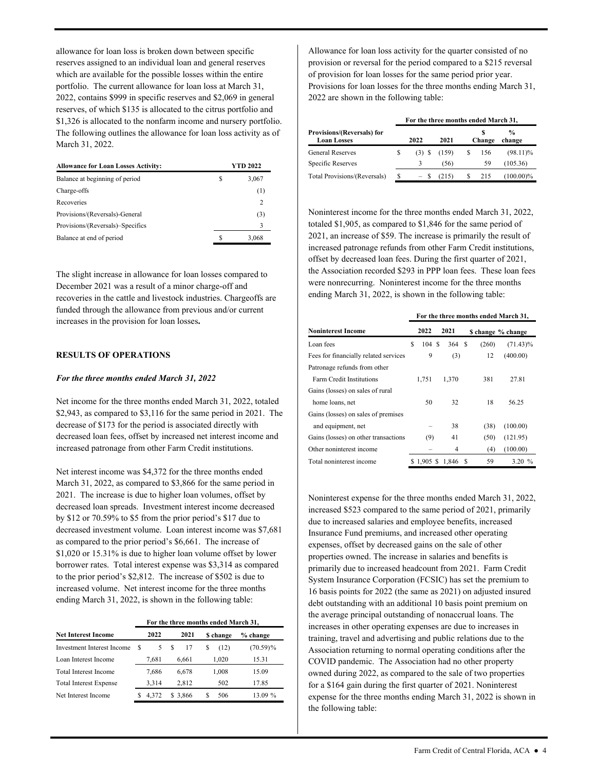allowance for loan loss is broken down between specific reserves assigned to an individual loan and general reserves which are available for the possible losses within the entire portfolio. The current allowance for loan loss at March 31, 2022, contains $999 in specific reserves and $2,069 in general reserves, of which $135 is allocated to the citrus portfolio and $1,326 is allocated to the nonfarm income and nursery portfolio. The following outlines the allowance for loan loss activity as of March 31, 2022.

| Allowance for Loan Losses Activity: | YTD 2022 |
|---|---|
| Balance at beginning of period | $ 3,067 |
| Charge-offs | (1) |
| Recoveries | 2 |
| Provisions/(Reversals)-General | (3) |
| Provisions/(Reversals)–Specifics | 3 |
| Balance at end of period | $ 3,068 |

The slight increase in allowance for loan losses compared to December 2021 was a result of a minor charge-off and recoveries in the cattle and livestock industries. Chargeoffs are funded through the allowance from previous and/or current increases in the provision for loan losses**.**

## RESULTS OF OPERATIONS

### *For the three months ended March 31, 2022*

Net income for the three months ended March 31, 2022, totaled $2,943, as compared to $3,116 for the same period in 2021. The decrease of $173 for the period is associated directly with decreased loan fees, offset by increased net interest income and increased patronage from other Farm Credit institutions.

Net interest income was $4,372 for the three months ended March 31, 2022, as compared to $3,866 for the same period in 2021. The increase is due to higher loan volumes, offset by decreased loan spreads. Investment interest income decreased by $12 or 70.59% to $5 from the prior period's $17 due to decreased investment volume. Loan interest income was $7,681 as compared to the prior period's $6,661. The increase of $1,020 or 15.31% is due to higher loan volume offset by lower borrower rates. Total interest expense was $3,314 as compared to the prior period's $2,812. The increase of $502 is due to increased volume. Net interest income for the three months ending March 31, 2022, is shown in the following table:

| | For the three months ended March 31, | | | |
|---|---|---|---|---|
| **Net Interest Income** | **2022** | **2021** | **$ change** | **% change** |
| Investment Interest Income | $ 5 | $ 17 | $ (12) | (70.59)% |
| Loan Interest Income | 7,681 | 6,661 | 1,020 | 15.31 |
| Total Interest Income | 7,686 | 6,678 | 1,008 | 15.09 |
| Total Interest Expense | 3,314 | 2,812 | 502 | 17.85 |
| Net Interest Income | $ 4,372 | $ 3,866 | $ 506 | 13.09 % |

Allowance for loan loss activity for the quarter consisted of no provision or reversal for the period compared to a $215 reversal of provision for loan losses for the same period prior year. Provisions for loan losses for the three months ending March 31, 2022 are shown in the following table:

| | For the three months ended March 31, | | | |
|---|---|---|---|---|
| **Provisions/(Reversals) for Loan Losses** | **2022** | **2021** | **$ Change** | **% change** |
| General Reserves | $ (3) | $ (159) | $ 156 | (98.11)% |
| Specific Reserves | 3 | (56) | 59 | (105.36) |
| Total Provisions/(Reversals) | $ – | $ (215) | $ 215 | (100.00)% |

Noninterest income for the three months ended March 31, 2022, totaled $1,905, as compared to $1,846 for the same period of 2021, an increase of $59. The increase is primarily the result of increased patronage refunds from other Farm Credit institutions, offset by decreased loan fees. During the first quarter of 2021, the Association recorded $293 in PPP loan fees. These loan fees were nonrecurring. Noninterest income for the three months ending March 31, 2022, is shown in the following table:

| | For the three months ended March 31, | | | |
|---|---|---|---|---|
| **Noninterest Income** | **2022** | **2021** | **$ change** | **% change** |
| Loan fees | $ 104 | $ 364 | $ (260) | (71.43)% |
| Fees for financially related services | 9 | (3) | 12 | (400.00) |
| Patronage refunds from other Farm Credit Institutions | 1,751 | 1,370 | 381 | 27.81 |
| Gains (losses) on sales of rural home loans, net | 50 | 32 | 18 | 56.25 |
| Gains (losses) on sales of premises and equipment, net | – | 38 | (38) | (100.00) |
| Gains (losses) on other transactions | (9) | 41 | (50) | (121.95) |
| Other noninterest income | – | 4 | (4) | (100.00) |
| Total noninterest income | $ 1,905 | $ 1,846 | $ 59 | 3.20 % |

Noninterest expense for the three months ended March 31, 2022, increased $523 compared to the same period of 2021, primarily due to increased salaries and employee benefits, increased Insurance Fund premiums, and increased other operating expenses, offset by decreased gains on the sale of other properties owned. The increase in salaries and benefits is primarily due to increased headcount from 2021. Farm Credit System Insurance Corporation (FCSIC) has set the premium to 16 basis points for 2022 (the same as 2021) on adjusted insured debt outstanding with an additional 10 basis point premium on the average principal outstanding of nonaccrual loans. The increases in other operating expenses are due to increases in training, travel and advertising and public relations due to the Association returning to normal operating conditions after the COVID pandemic. The Association had no other property owned during 2022, as compared to the sale of two properties for a $164 gain during the first quarter of 2021. Noninterest expense for the three months ending March 31, 2022 is shown in the following table: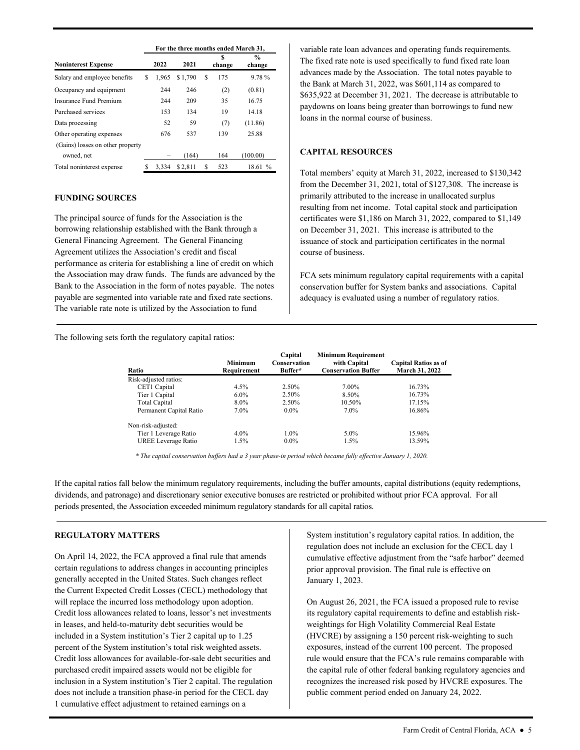| Noninterest Expense | For the three months ended March 31, | | | |
|---|---|---|---|---|
| | 2022 | 2021 | $ change | % change |
| Salary and employee benefits | $ 1,965 | $ 1,790 | $ 175 | 9.78 % |
| Occupancy and equipment | 244 | 246 | (2) | (0.81) |
| Insurance Fund Premium | 244 | 209 | 35 | 16.75 |
| Purchased services | 153 | 134 | 19 | 14.18 |
| Data processing | 52 | 59 | (7) | (11.86) |
| Other operating expenses | 676 | 537 | 139 | 25.88 |
| (Gains) losses on other property owned, net | – | (164) | 164 | (100.00) |
| Total noninterest expense | $ 3,334 | $ 2,811 | $ 523 | 18.61 % |

## FUNDING SOURCES

The principal source of funds for the Association is the borrowing relationship established with the Bank through a General Financing Agreement. The General Financing Agreement utilizes the Association's credit and fiscal performance as criteria for establishing a line of credit on which the Association may draw funds. The funds are advanced by the Bank to the Association in the form of notes payable. The notes payable are segmented into variable rate and fixed rate sections. The variable rate note is utilized by the Association to fund variable rate loan advances and operating funds requirements. The fixed rate note is used specifically to fund fixed rate loan advances made by the Association. The total notes payable to the Bank at March 31, 2022, was $601,114 as compared to $635,922 at December 31, 2021. The decrease is attributable to paydowns on loans being greater than borrowings to fund new loans in the normal course of business.

## CAPITAL RESOURCES

Total members' equity at March 31, 2022, increased to $130,342 from the December 31, 2021, total of $127,308. The increase is primarily attributed to the increase in unallocated surplus resulting from net income. Total capital stock and participation certificates were $1,186 on March 31, 2022, compared to $1,149 on December 31, 2021. This increase is attributed to the issuance of stock and participation certificates in the normal course of business.

FCA sets minimum regulatory capital requirements with a capital conservation buffer for System banks and associations. Capital adequacy is evaluated using a number of regulatory ratios.

The following sets forth the regulatory capital ratios:

| Ratio | Minimum Requirement | Capital Conservation Buffer* | Minimum Requirement with Capital Conservation Buffer | Capital Ratios as of March 31, 2022 |
|---|---|---|---|---|
| Risk-adjusted ratios: | | | | |
| CET1 Capital | 4.5% | 2.50% | 7.00% | 16.73% |
| Tier 1 Capital | 6.0% | 2.50% | 8.50% | 16.73% |
| Total Capital | 8.0% | 2.50% | 10.50% | 17.15% |
| Permanent Capital Ratio | 7.0% | 0.0% | 7.0% | 16.86% |
| Non-risk-adjusted: | | | | |
| Tier 1 Leverage Ratio | 4.0% | 1.0% | 5.0% | 15.96% |
| UREE Leverage Ratio | 1.5% | 0.0% | 1.5% | 13.59% |

*\* The capital conservation buffers had a 3 year phase-in period which became fully effective January 1, 2020.*

If the capital ratios fall below the minimum regulatory requirements, including the buffer amounts, capital distributions (equity redemptions, dividends, and patronage) and discretionary senior executive bonuses are restricted or prohibited without prior FCA approval. For all periods presented, the Association exceeded minimum regulatory standards for all capital ratios.

## REGULATORY MATTERS

On April 14, 2022, the FCA approved a final rule that amends certain regulations to address changes in accounting principles generally accepted in the United States. Such changes reflect the Current Expected Credit Losses (CECL) methodology that will replace the incurred loss methodology upon adoption. Credit loss allowances related to loans, lessor's net investments in leases, and held-to-maturity debt securities would be included in a System institution's Tier 2 capital up to 1.25 percent of the System institution's total risk weighted assets. Credit loss allowances for available-for-sale debt securities and purchased credit impaired assets would not be eligible for inclusion in a System institution's Tier 2 capital. The regulation does not include a transition phase-in period for the CECL day 1 cumulative effect adjustment to retained earnings on a System institution's regulatory capital ratios. In addition, the regulation does not include an exclusion for the CECL day 1 cumulative effective adjustment from the "safe harbor" deemed prior approval provision. The final rule is effective on January 1, 2023.

On August 26, 2021, the FCA issued a proposed rule to revise its regulatory capital requirements to define and establish risk-weightings for High Volatility Commercial Real Estate (HVCRE) by assigning a 150 percent risk-weighting to such exposures, instead of the current 100 percent. The proposed rule would ensure that the FCA's rule remains comparable with the capital rule of other federal banking regulatory agencies and recognizes the increased risk posed by HVCRE exposures. The public comment period ended on January 24, 2022.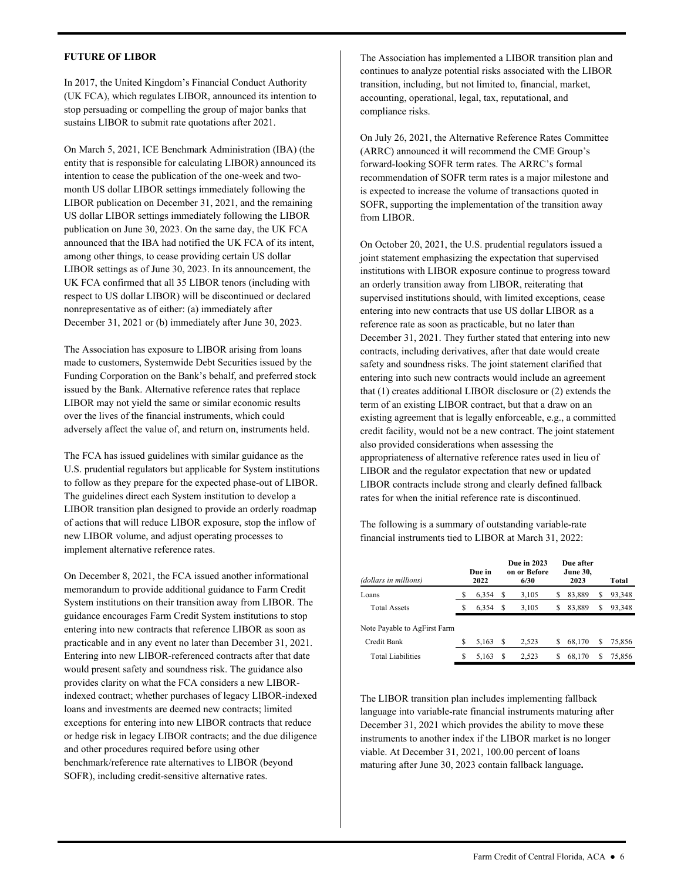**FUTURE OF LIBOR**

In 2017, the United Kingdom's Financial Conduct Authority (UK FCA), which regulates LIBOR, announced its intention to stop persuading or compelling the group of major banks that sustains LIBOR to submit rate quotations after 2021.

On March 5, 2021, ICE Benchmark Administration (IBA) (the entity that is responsible for calculating LIBOR) announced its intention to cease the publication of the one-week and two-month US dollar LIBOR settings immediately following the LIBOR publication on December 31, 2021, and the remaining US dollar LIBOR settings immediately following the LIBOR publication on June 30, 2023. On the same day, the UK FCA announced that the IBA had notified the UK FCA of its intent, among other things, to cease providing certain US dollar LIBOR settings as of June 30, 2023. In its announcement, the UK FCA confirmed that all 35 LIBOR tenors (including with respect to US dollar LIBOR) will be discontinued or declared nonrepresentative as of either: (a) immediately after December 31, 2021 or (b) immediately after June 30, 2023.

The Association has exposure to LIBOR arising from loans made to customers, Systemwide Debt Securities issued by the Funding Corporation on the Bank's behalf, and preferred stock issued by the Bank. Alternative reference rates that replace LIBOR may not yield the same or similar economic results over the lives of the financial instruments, which could adversely affect the value of, and return on, instruments held.

The FCA has issued guidelines with similar guidance as the U.S. prudential regulators but applicable for System institutions to follow as they prepare for the expected phase-out of LIBOR. The guidelines direct each System institution to develop a LIBOR transition plan designed to provide an orderly roadmap of actions that will reduce LIBOR exposure, stop the inflow of new LIBOR volume, and adjust operating processes to implement alternative reference rates.

On December 8, 2021, the FCA issued another informational memorandum to provide additional guidance to Farm Credit System institutions on their transition away from LIBOR. The guidance encourages Farm Credit System institutions to stop entering into new contracts that reference LIBOR as soon as practicable and in any event no later than December 31, 2021. Entering into new LIBOR-referenced contracts after that date would present safety and soundness risk. The guidance also provides clarity on what the FCA considers a new LIBOR-indexed contract; whether purchases of legacy LIBOR-indexed loans and investments are deemed new contracts; limited exceptions for entering into new LIBOR contracts that reduce or hedge risk in legacy LIBOR contracts; and the due diligence and other procedures required before using other benchmark/reference rate alternatives to LIBOR (beyond SOFR), including credit-sensitive alternative rates.

The Association has implemented a LIBOR transition plan and continues to analyze potential risks associated with the LIBOR transition, including, but not limited to, financial, market, accounting, operational, legal, tax, reputational, and compliance risks.

On July 26, 2021, the Alternative Reference Rates Committee (ARRC) announced it will recommend the CME Group's forward-looking SOFR term rates. The ARRC's formal recommendation of SOFR term rates is a major milestone and is expected to increase the volume of transactions quoted in SOFR, supporting the implementation of the transition away from LIBOR.

On October 20, 2021, the U.S. prudential regulators issued a joint statement emphasizing the expectation that supervised institutions with LIBOR exposure continue to progress toward an orderly transition away from LIBOR, reiterating that supervised institutions should, with limited exceptions, cease entering into new contracts that use US dollar LIBOR as a reference rate as soon as practicable, but no later than December 31, 2021. They further stated that entering into new contracts, including derivatives, after that date would create safety and soundness risks. The joint statement clarified that entering into such new contracts would include an agreement that (1) creates additional LIBOR disclosure or (2) extends the term of an existing LIBOR contract, but that a draw on an existing agreement that is legally enforceable, e.g., a committed credit facility, would not be a new contract. The joint statement also provided considerations when assessing the appropriateness of alternative reference rates used in lieu of LIBOR and the regulator expectation that new or updated LIBOR contracts include strong and clearly defined fallback rates for when the initial reference rate is discontinued.

The following is a summary of outstanding variable-rate financial instruments tied to LIBOR at March 31, 2022:

| *(dollars in millions)* | Due in 2022 | Due in 2023 on or Before 6/30 | Due after June 30, 2023 | Total |
|---|---|---|---|---|
| Loans | $ 6,354 | $ 3,105 | $ 83,889 | $ 93,348 |
| Total Assets | $ 6,354 | $ 3,105 | $ 83,889 | $ 93,348 |
| Note Payable to AgFirst Farm Credit Bank | $ 5,163 | $ 2,523 | $ 68,170 | $ 75,856 |
| Total Liabilities | $ 5,163 | $ 2,523 | $ 68,170 | $ 75,856 |

The LIBOR transition plan includes implementing fallback language into variable-rate financial instruments maturing after December 31, 2021 which provides the ability to move these instruments to another index if the LIBOR market is no longer viable. At December 31, 2021, 100.00 percent of loans maturing after June 30, 2023 contain fallback language.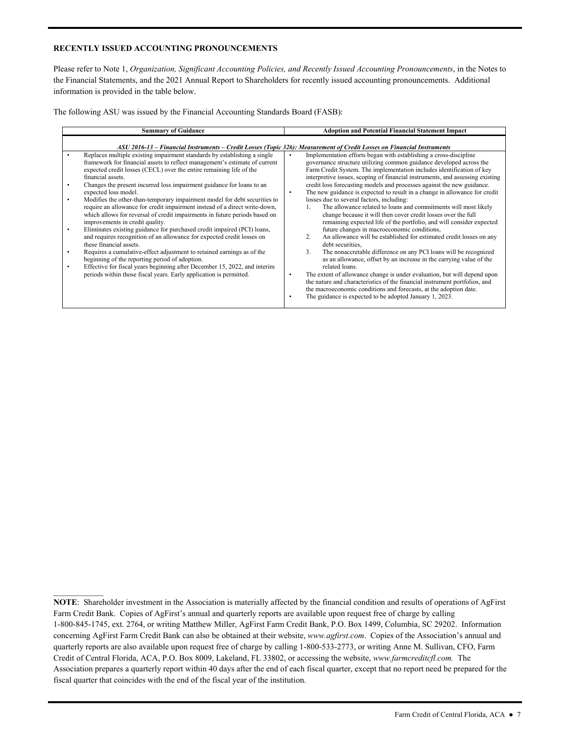## RECENTLY ISSUED ACCOUNTING PRONOUNCEMENTS

Please refer to Note 1, *Organization, Significant Accounting Policies, and Recently Issued Accounting Pronouncements*, in the Notes to the Financial Statements, and the 2021 Annual Report to Shareholders for recently issued accounting pronouncements. Additional information is provided in the table below.

The following ASU was issued by the Financial Accounting Standards Board (FASB):

| Summary of Guidance | Adoption and Potential Financial Statement Impact |
|---|---|
| ***ASU 2016-13 – Financial Instruments – Credit Losses (Topic 326): Measurement of Credit Losses on Financial Instruments*** | |
| • Replaces multiple existing impairment standards by establishing a single framework for financial assets to reflect management's estimate of current expected credit losses (CECL) over the entire remaining life of the financial assets.<br>• Changes the present incurred loss impairment guidance for loans to an expected loss model.<br>• Modifies the other-than-temporary impairment model for debt securities to require an allowance for credit impairment instead of a direct write-down, which allows for reversal of credit impairments in future periods based on improvements in credit quality.<br>• Eliminates existing guidance for purchased credit impaired (PCI) loans, and requires recognition of an allowance for expected credit losses on these financial assets.<br>• Requires a cumulative-effect adjustment to retained earnings as of the beginning of the reporting period of adoption.<br>• Effective for fiscal years beginning after December 15, 2022, and interim periods within those fiscal years. Early application is permitted. | • Implementation efforts began with establishing a cross-discipline governance structure utilizing common guidance developed across the Farm Credit System. The implementation includes identification of key interpretive issues, scoping of financial instruments, and assessing existing credit loss forecasting models and processes against the new guidance.<br>• The new guidance is expected to result in a change in allowance for credit losses due to several factors, including:<br>1. The allowance related to loans and commitments will most likely change because it will then cover credit losses over the full remaining expected life of the portfolio, and will consider expected future changes in macroeconomic conditions,<br>2. An allowance will be established for estimated credit losses on any debt securities,<br>3. The nonaccretable difference on any PCI loans will be recognized as an allowance, offset by an increase in the carrying value of the related loans.<br>• The extent of allowance change is under evaluation, but will depend upon the nature and characteristics of the financial instrument portfolios, and the macroeconomic conditions and forecasts, at the adoption date.<br>• The guidance is expected to be adopted January 1, 2023. |

---

**NOTE**: Shareholder investment in the Association is materially affected by the financial condition and results of operations of AgFirst Farm Credit Bank. Copies of AgFirst's annual and quarterly reports are available upon request free of charge by calling 1-800-845-1745, ext. 2764, or writing Matthew Miller, AgFirst Farm Credit Bank, P.O. Box 1499, Columbia, SC 29202. Information concerning AgFirst Farm Credit Bank can also be obtained at their website, *www.agfirst.com*. Copies of the Association's annual and quarterly reports are also available upon request free of charge by calling 1-800-533-2773, or writing Anne M. Sullivan, CFO, Farm Credit of Central Florida, ACA, P.O. Box 8009, Lakeland, FL 33802, or accessing the website, *www.farmcreditcfl.com.* The Association prepares a quarterly report within 40 days after the end of each fiscal quarter, except that no report need be prepared for the fiscal quarter that coincides with the end of the fiscal year of the institution.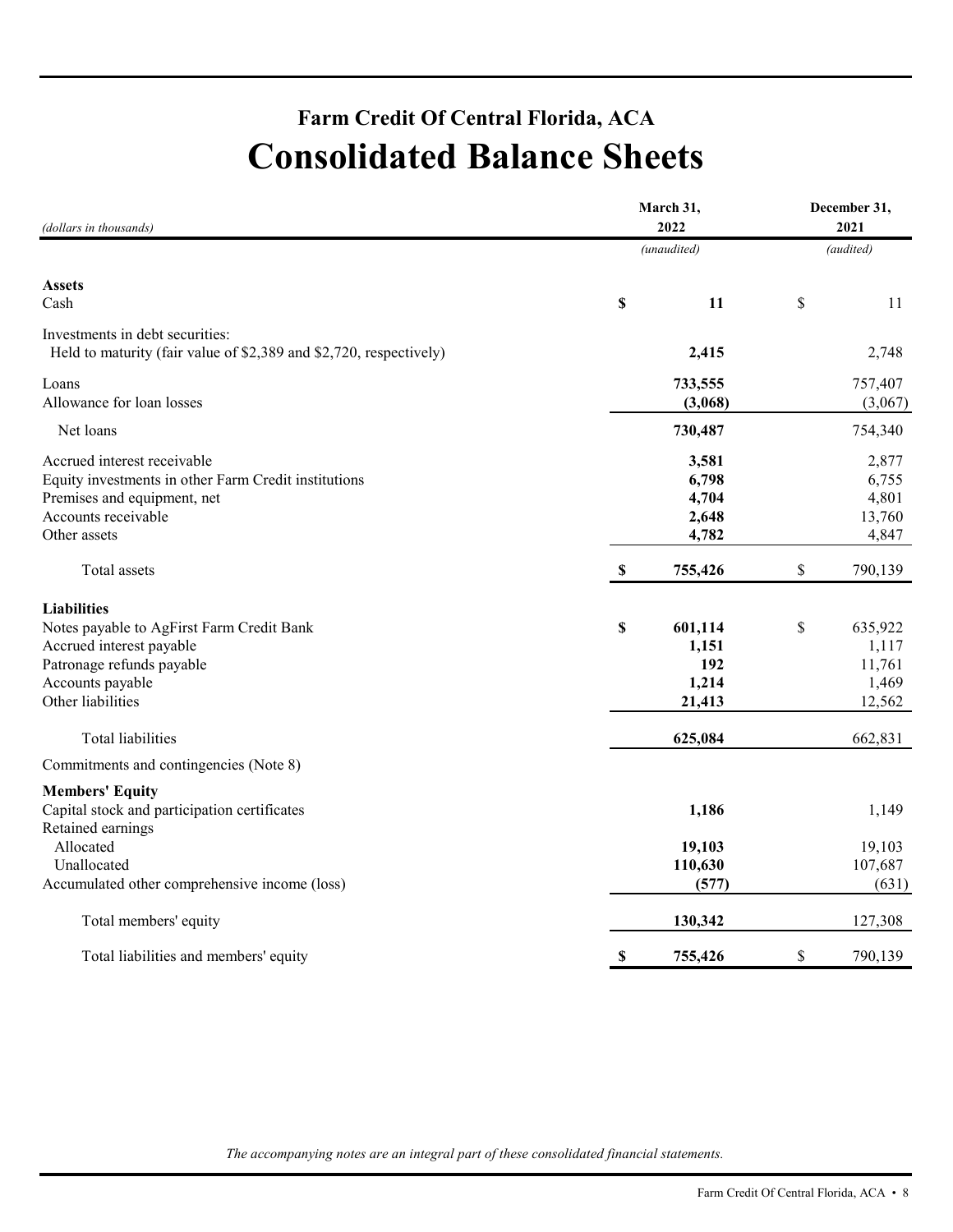# Farm Credit Of Central Florida, ACA

# Consolidated Balance Sheets

| *(dollars in thousands)* | March 31, 2022 | December 31, 2021 |
|---|---|---|
| | *(unaudited)* | *(audited)* |
| **Assets** | | |
| Cash | **$ 11** | $ 11 |
| Investments in debt securities: | | |
| Held to maturity (fair value of $2,389 and $2,720, respectively) | **2,415** | 2,748 |
| Loans | **733,555** | 757,407 |
| Allowance for loan losses | **(3,068)** | (3,067) |
| Net loans | **730,487** | 754,340 |
| Accrued interest receivable | **3,581** | 2,877 |
| Equity investments in other Farm Credit institutions | **6,798** | 6,755 |
| Premises and equipment, net | **4,704** | 4,801 |
| Accounts receivable | **2,648** | 13,760 |
| Other assets | **4,782** | 4,847 |
| Total assets | **$ 755,426** | $ 790,139 |
| **Liabilities** | | |
| Notes payable to AgFirst Farm Credit Bank | **$ 601,114** | $ 635,922 |
| Accrued interest payable | **1,151** | 1,117 |
| Patronage refunds payable | **192** | 11,761 |
| Accounts payable | **1,214** | 1,469 |
| Other liabilities | **21,413** | 12,562 |
| Total liabilities | **625,084** | 662,831 |
| Commitments and contingencies (Note 8) | | |
| **Members' Equity** | | |
| Capital stock and participation certificates | **1,186** | 1,149 |
| Retained earnings | | |
| Allocated | **19,103** | 19,103 |
| Unallocated | **110,630** | 107,687 |
| Accumulated other comprehensive income (loss) | **(577)** | (631) |
| Total members' equity | **130,342** | 127,308 |
| Total liabilities and members' equity | **$ 755,426** | $ 790,139 |

*The accompanying notes are an integral part of these consolidated financial statements.*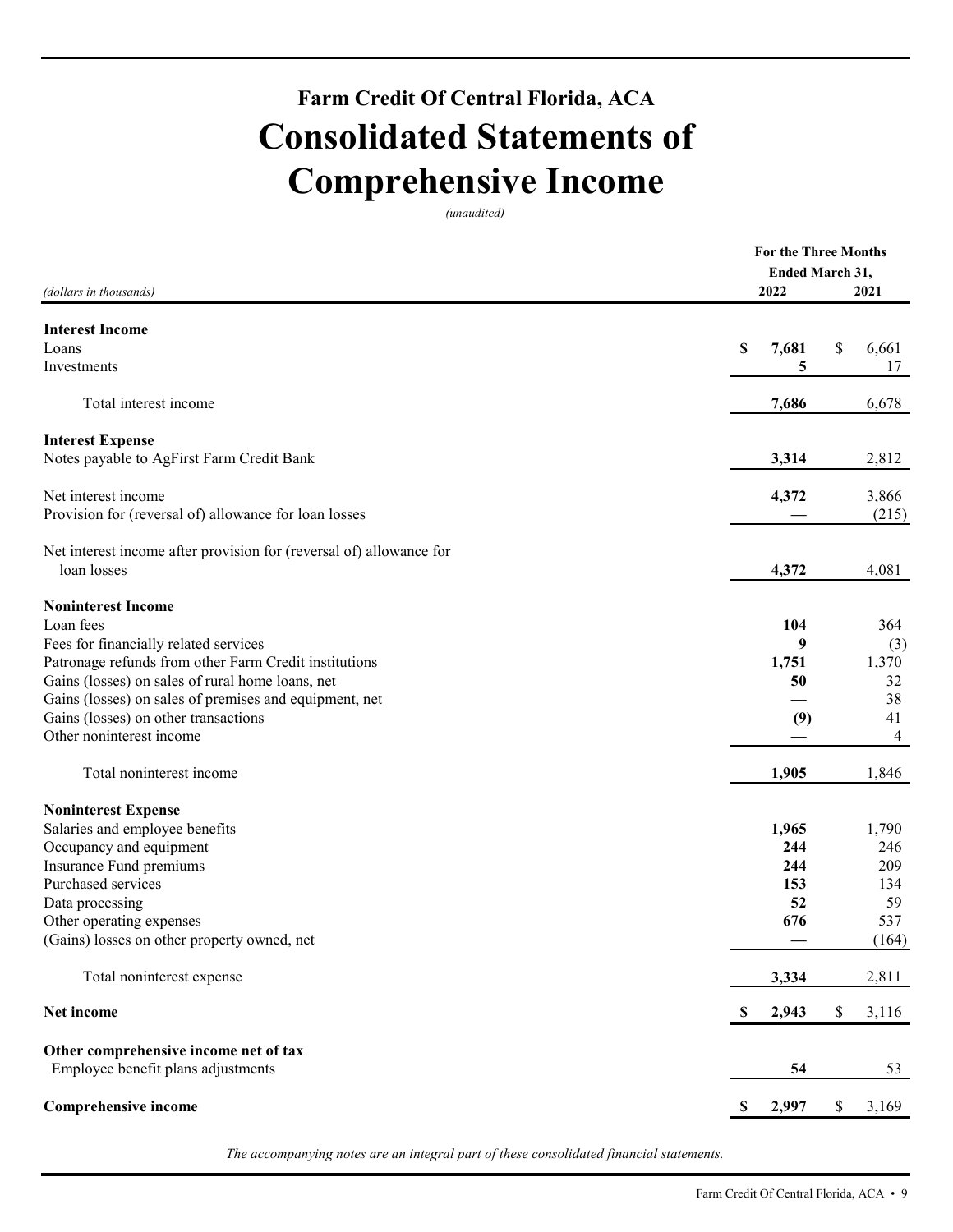## Farm Credit Of Central Florida, ACA

# Consolidated Statements of Comprehensive Income

*(unaudited)*

| *(dollars in thousands)* | For the Three Months Ended March 31, 2022 | 2021 |
|---|---|---|
| **Interest Income** | | |
| Loans | **$ 7,681** | $ 6,661 |
| Investments | **5** | 17 |
| Total interest income | **7,686** | 6,678 |
| **Interest Expense** | | |
| Notes payable to AgFirst Farm Credit Bank | **3,314** | 2,812 |
| Net interest income | **4,372** | 3,866 |
| Provision for (reversal of) allowance for loan losses | **—** | (215) |
| Net interest income after provision for (reversal of) allowance for loan losses | **4,372** | 4,081 |
| **Noninterest Income** | | |
| Loan fees | **104** | 364 |
| Fees for financially related services | **9** | (3) |
| Patronage refunds from other Farm Credit institutions | **1,751** | 1,370 |
| Gains (losses) on sales of rural home loans, net | **50** | 32 |
| Gains (losses) on sales of premises and equipment, net | **—** | 38 |
| Gains (losses) on other transactions | **(9)** | 41 |
| Other noninterest income | **—** | 4 |
| Total noninterest income | **1,905** | 1,846 |
| **Noninterest Expense** | | |
| Salaries and employee benefits | **1,965** | 1,790 |
| Occupancy and equipment | **244** | 246 |
| Insurance Fund premiums | **244** | 209 |
| Purchased services | **153** | 134 |
| Data processing | **52** | 59 |
| Other operating expenses | **676** | 537 |
| (Gains) losses on other property owned, net | **—** | (164) |
| Total noninterest expense | **3,334** | 2,811 |
| **Net income** | **$ 2,943** | $ 3,116 |
| **Other comprehensive income net of tax** | | |
| Employee benefit plans adjustments | **54** | 53 |
| **Comprehensive income** | **$ 2,997** | $ 3,169 |

*The accompanying notes are an integral part of these consolidated financial statements.*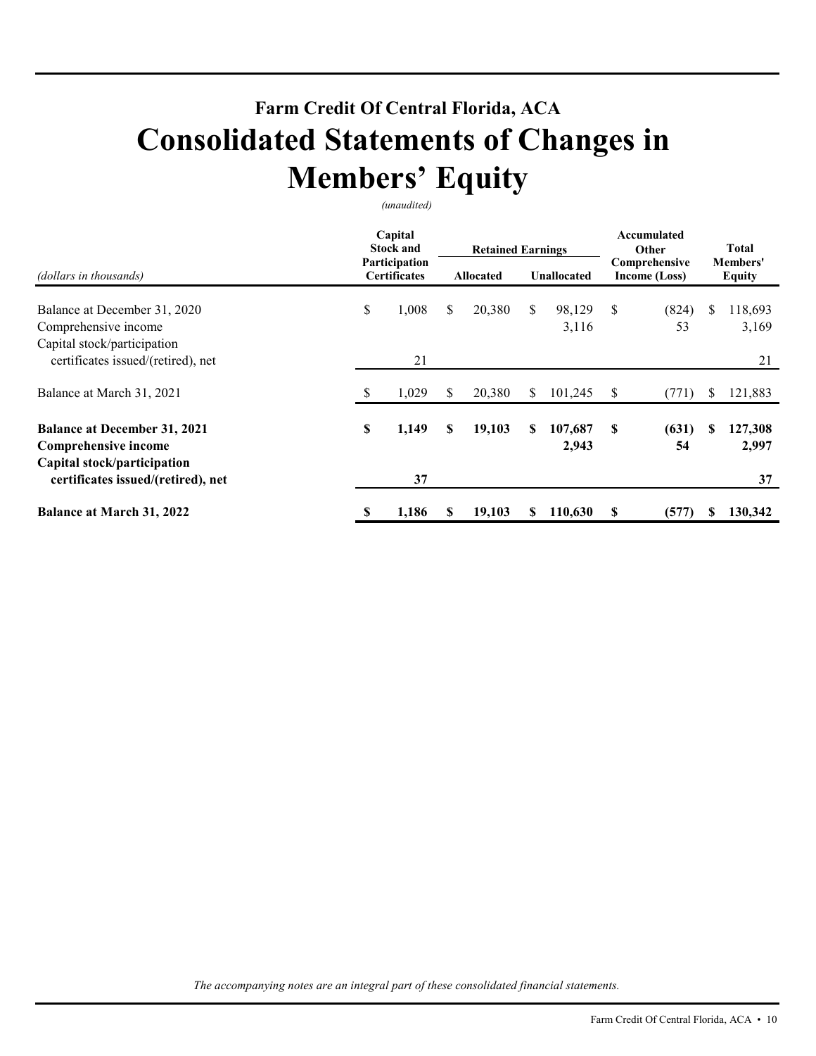# Farm Credit Of Central Florida, ACA

# Consolidated Statements of Changes in Members' Equity

*(unaudited)*

| *(dollars in thousands)* | Capital Stock and Participation Certificates | Retained Earnings | | Accumulated Other Comprehensive Income (Loss) | Total Members' Equity |
|---|---|---|---|---|---|
| | | Allocated | Unallocated | | |
| Balance at December 31, 2020 | $ 1,008 | $ 20,380 | $ 98,129 | $ (824) | $ 118,693 |
| Comprehensive income | | | 3,116 | 53 | 3,169 |
| Capital stock/participation certificates issued/(retired), net | 21 | | | | 21 |
| Balance at March 31, 2021 | $ 1,029 | $ 20,380 | $ 101,245 | $ (771) | $ 121,883 |
| **Balance at December 31, 2021** | **$ 1,149** | **$ 19,103** | **$ 107,687** | **$ (631)** | **$ 127,308** |
| **Comprehensive income** | | | **2,943** | **54** | **2,997** |
| **Capital stock/participation certificates issued/(retired), net** | **37** | | | | **37** |
| **Balance at March 31, 2022** | **$ 1,186** | **$ 19,103** | **$ 110,630** | **$ (577)** | **$ 130,342** |

*The accompanying notes are an integral part of these consolidated financial statements.*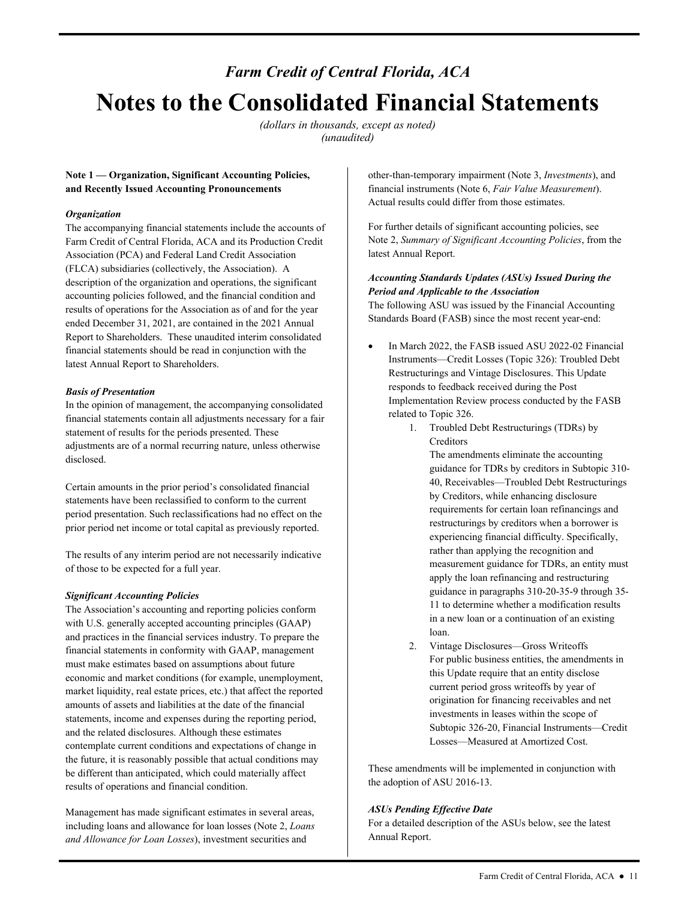# *Farm Credit of Central Florida, ACA*

# Notes to the Consolidated Financial Statements

*(dollars in thousands, except as noted)*
*(unaudited)*

**Note 1 — Organization, Significant Accounting Policies, and Recently Issued Accounting Pronouncements**

***Organization***

The accompanying financial statements include the accounts of Farm Credit of Central Florida, ACA and its Production Credit Association (PCA) and Federal Land Credit Association (FLCA) subsidiaries (collectively, the Association). A description of the organization and operations, the significant accounting policies followed, and the financial condition and results of operations for the Association as of and for the year ended December 31, 2021, are contained in the 2021 Annual Report to Shareholders. These unaudited interim consolidated financial statements should be read in conjunction with the latest Annual Report to Shareholders.

***Basis of Presentation***

In the opinion of management, the accompanying consolidated financial statements contain all adjustments necessary for a fair statement of results for the periods presented. These adjustments are of a normal recurring nature, unless otherwise disclosed.

Certain amounts in the prior period's consolidated financial statements have been reclassified to conform to the current period presentation. Such reclassifications had no effect on the prior period net income or total capital as previously reported.

The results of any interim period are not necessarily indicative of those to be expected for a full year.

***Significant Accounting Policies***

The Association's accounting and reporting policies conform with U.S. generally accepted accounting principles (GAAP) and practices in the financial services industry. To prepare the financial statements in conformity with GAAP, management must make estimates based on assumptions about future economic and market conditions (for example, unemployment, market liquidity, real estate prices, etc.) that affect the reported amounts of assets and liabilities at the date of the financial statements, income and expenses during the reporting period, and the related disclosures. Although these estimates contemplate current conditions and expectations of change in the future, it is reasonably possible that actual conditions may be different than anticipated, which could materially affect results of operations and financial condition.

Management has made significant estimates in several areas, including loans and allowance for loan losses (Note 2, *Loans and Allowance for Loan Losses*), investment securities and other-than-temporary impairment (Note 3, *Investments*), and financial instruments (Note 6, *Fair Value Measurement*). Actual results could differ from those estimates.

For further details of significant accounting policies, see Note 2, *Summary of Significant Accounting Policies*, from the latest Annual Report.

***Accounting Standards Updates (ASUs) Issued During the Period and Applicable to the Association***

The following ASU was issued by the Financial Accounting Standards Board (FASB) since the most recent year-end:

- In March 2022, the FASB issued ASU 2022-02 Financial Instruments—Credit Losses (Topic 326): Troubled Debt Restructurings and Vintage Disclosures. This Update responds to feedback received during the Post Implementation Review process conducted by the FASB related to Topic 326.
    1. Troubled Debt Restructurings (TDRs) by Creditors
       The amendments eliminate the accounting guidance for TDRs by creditors in Subtopic 310-40, Receivables—Troubled Debt Restructurings by Creditors, while enhancing disclosure requirements for certain loan refinancings and restructurings by creditors when a borrower is experiencing financial difficulty. Specifically, rather than applying the recognition and measurement guidance for TDRs, an entity must apply the loan refinancing and restructuring guidance in paragraphs 310-20-35-9 through 35-11 to determine whether a modification results in a new loan or a continuation of an existing loan.
    2. Vintage Disclosures—Gross Writeoffs
       For public business entities, the amendments in this Update require that an entity disclose current period gross writeoffs by year of origination for financing receivables and net investments in leases within the scope of Subtopic 326-20, Financial Instruments—Credit Losses—Measured at Amortized Cost.

These amendments will be implemented in conjunction with the adoption of ASU 2016-13.

***ASUs Pending Effective Date***

For a detailed description of the ASUs below, see the latest Annual Report.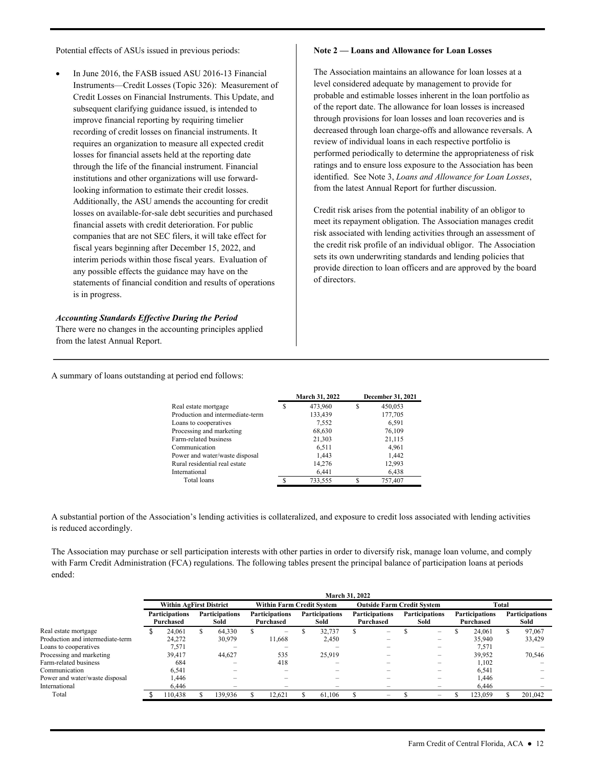Potential effects of ASUs issued in previous periods:

- In June 2016, the FASB issued ASU 2016-13 Financial Instruments—Credit Losses (Topic 326): Measurement of Credit Losses on Financial Instruments. This Update, and subsequent clarifying guidance issued, is intended to improve financial reporting by requiring timelier recording of credit losses on financial instruments. It requires an organization to measure all expected credit losses for financial assets held at the reporting date through the life of the financial instrument. Financial institutions and other organizations will use forward-looking information to estimate their credit losses. Additionally, the ASU amends the accounting for credit losses on available-for-sale debt securities and purchased financial assets with credit deterioration. For public companies that are not SEC filers, it will take effect for fiscal years beginning after December 15, 2022, and interim periods within those fiscal years. Evaluation of any possible effects the guidance may have on the statements of financial condition and results of operations is in progress.

***Accounting Standards Effective During the Period***

There were no changes in the accounting principles applied from the latest Annual Report.

**Note 2 — Loans and Allowance for Loan Losses**

The Association maintains an allowance for loan losses at a level considered adequate by management to provide for probable and estimable losses inherent in the loan portfolio as of the report date. The allowance for loan losses is increased through provisions for loan losses and loan recoveries and is decreased through loan charge-offs and allowance reversals. A review of individual loans in each respective portfolio is performed periodically to determine the appropriateness of risk ratings and to ensure loss exposure to the Association has been identified. See Note 3, *Loans and Allowance for Loan Losses*, from the latest Annual Report for further discussion.

Credit risk arises from the potential inability of an obligor to meet its repayment obligation. The Association manages credit risk associated with lending activities through an assessment of the credit risk profile of an individual obligor. The Association sets its own underwriting standards and lending policies that provide direction to loan officers and are approved by the board of directors.

A summary of loans outstanding at period end follows:

| | March 31, 2022 | December 31, 2021 |
|---|---|---|
| Real estate mortgage | $ 473,960 | $ 450,053 |
| Production and intermediate-term | 133,439 | 177,705 |
| Loans to cooperatives | 7,552 | 6,591 |
| Processing and marketing | 68,630 | 76,109 |
| Farm-related business | 21,303 | 21,115 |
| Communication | 6,511 | 4,961 |
| Power and water/waste disposal | 1,443 | 1,442 |
| Rural residential real estate | 14,276 | 12,993 |
| International | 6,441 | 6,438 |
| Total loans | $ 733,555 | $ 757,407 |

A substantial portion of the Association's lending activities is collateralized, and exposure to credit loss associated with lending activities is reduced accordingly.

The Association may purchase or sell participation interests with other parties in order to diversify risk, manage loan volume, and comply with Farm Credit Administration (FCA) regulations. The following tables present the principal balance of participation loans at periods ended:

| | March 31, 2022 | | | | | | | |
|---|---|---|---|---|---|---|---|---|
| | Within AgFirst District | | Within Farm Credit System | | Outside Farm Credit System | | Total | |
| | Participations Purchased | Participations Sold | Participations Purchased | Participations Sold | Participations Purchased | Participations Sold | Participations Purchased | Participations Sold |
| Real estate mortgage | $ 24,061 | $ 64,330 | $ – | $ 32,737 | $ – | $ – | $ 24,061 | $ 97,067 |
| Production and intermediate-term | 24,272 | 30,979 | 11,668 | 2,450 | – | – | 35,940 | 33,429 |
| Loans to cooperatives | 7,571 | – | – | – | – | – | 7,571 | – |
| Processing and marketing | 39,417 | 44,627 | 535 | 25,919 | – | – | 39,952 | 70,546 |
| Farm-related business | 684 | – | 418 | – | – | – | 1,102 | – |
| Communication | 6,541 | – | – | – | – | – | 6,541 | – |
| Power and water/waste disposal | 1,446 | – | – | – | – | – | 1,446 | – |
| International | 6,446 | – | – | – | – | – | 6,446 | – |
| Total | $ 110,438 | $ 139,936 | $ 12,621 | $ 61,106 | $ – | $ – | $ 123,059 | $ 201,042 |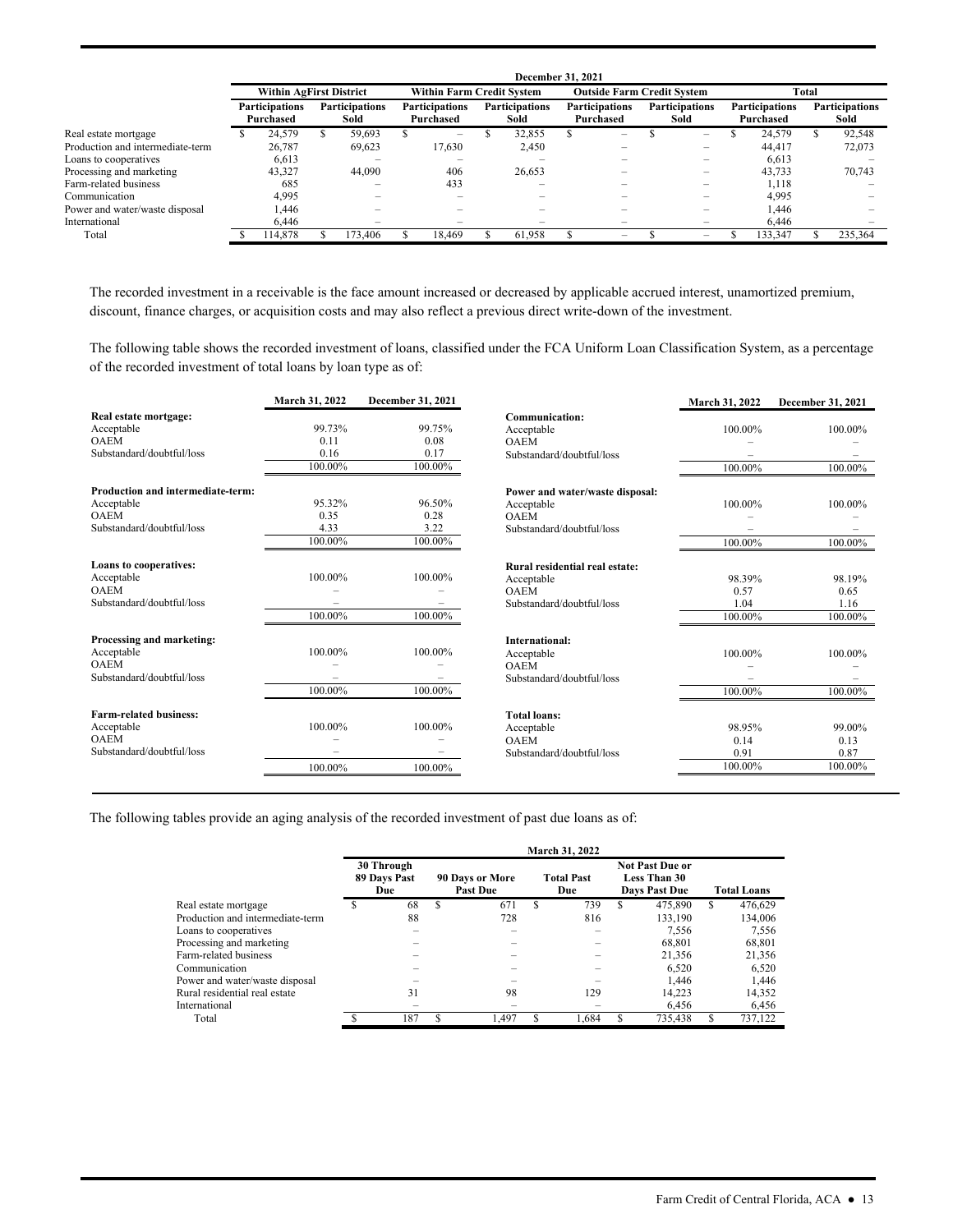| | December 31, 2021 | | | | | | | |
|---|---|---|---|---|---|---|---|---|
| | Within AgFirst District | | Within Farm Credit System | | Outside Farm Credit System | | Total | |
| | Participations Purchased | Participations Sold | Participations Purchased | Participations Sold | Participations Purchased | Participations Sold | Participations Purchased | Participations Sold |
| Real estate mortgage | $ 24,579 | $ 59,693 | $ – | $ 32,855 | $ – | $ – | $ 24,579 | $ 92,548 |
| Production and intermediate-term | 26,787 | 69,623 | 17,630 | 2,450 | – | – | 44,417 | 72,073 |
| Loans to cooperatives | 6,613 | – | – | – | – | – | 6,613 | – |
| Processing and marketing | 43,327 | 44,090 | 406 | 26,653 | – | – | 43,733 | 70,743 |
| Farm-related business | 685 | – | 433 | – | – | – | 1,118 | – |
| Communication | 4,995 | – | – | – | – | – | 4,995 | – |
| Power and water/waste disposal | 1,446 | – | – | – | – | – | 1,446 | – |
| International | 6,446 | – | – | – | – | – | 6,446 | – |
| Total | $ 114,878 | $ 173,406 | $ 18,469 | $ 61,958 | $ – | $ – | $ 133,347 | $ 235,364 |

The recorded investment in a receivable is the face amount increased or decreased by applicable accrued interest, unamortized premium, discount, finance charges, or acquisition costs and may also reflect a previous direct write-down of the investment.

The following table shows the recorded investment of loans, classified under the FCA Uniform Loan Classification System, as a percentage of the recorded investment of total loans by loan type as of:

| | March 31, 2022 | December 31, 2021 |
|---|---|---|
| **Real estate mortgage:** | | |
| Acceptable | 99.73% | 99.75% |
| OAEM | 0.11 | 0.08 |
| Substandard/doubtful/loss | 0.16 | 0.17 |
| | 100.00% | 100.00% |
| **Production and intermediate-term:** | | |
| Acceptable | 95.32% | 96.50% |
| OAEM | 0.35 | 0.28 |
| Substandard/doubtful/loss | 4.33 | 3.22 |
| | 100.00% | 100.00% |
| **Loans to cooperatives:** | | |
| Acceptable | 100.00% | 100.00% |
| OAEM | – | – |
| Substandard/doubtful/loss | – | – |
| | 100.00% | 100.00% |
| **Processing and marketing:** | | |
| Acceptable | 100.00% | 100.00% |
| OAEM | – | – |
| Substandard/doubtful/loss | – | – |
| | 100.00% | 100.00% |
| **Farm-related business:** | | |
| Acceptable | 100.00% | 100.00% |
| OAEM | – | – |
| Substandard/doubtful/loss | – | – |
| | 100.00% | 100.00% |
| **Communication:** | | |
| Acceptable | 100.00% | 100.00% |
| OAEM | – | – |
| Substandard/doubtful/loss | – | – |
| | 100.00% | 100.00% |
| **Power and water/waste disposal:** | | |
| Acceptable | 100.00% | 100.00% |
| OAEM | – | – |
| Substandard/doubtful/loss | – | – |
| | 100.00% | 100.00% |
| **Rural residential real estate:** | | |
| Acceptable | 98.39% | 98.19% |
| OAEM | 0.57 | 0.65 |
| Substandard/doubtful/loss | 1.04 | 1.16 |
| | 100.00% | 100.00% |
| **International:** | | |
| Acceptable | 100.00% | 100.00% |
| OAEM | – | – |
| Substandard/doubtful/loss | – | – |
| | 100.00% | 100.00% |
| **Total loans:** | | |
| Acceptable | 98.95% | 99.00% |
| OAEM | 0.14 | 0.13 |
| Substandard/doubtful/loss | 0.91 | 0.87 |
| | 100.00% | 100.00% |

The following tables provide an aging analysis of the recorded investment of past due loans as of:

| | March 31, 2022 | | | | |
|---|---|---|---|---|---|
| | 30 Through 89 Days Past Due | 90 Days or More Past Due | Total Past Due | Not Past Due or Less Than 30 Days Past Due | Total Loans |
| Real estate mortgage | $ 68 | $ 671 | $ 739 | $ 475,890 | $ 476,629 |
| Production and intermediate-term | 88 | 728 | 816 | 133,190 | 134,006 |
| Loans to cooperatives | – | – | – | 7,556 | 7,556 |
| Processing and marketing | – | – | – | 68,801 | 68,801 |
| Farm-related business | – | – | – | 21,356 | 21,356 |
| Communication | – | – | – | 6,520 | 6,520 |
| Power and water/waste disposal | – | – | – | 1,446 | 1,446 |
| Rural residential real estate | 31 | 98 | 129 | 14,223 | 14,352 |
| International | – | – | – | 6,456 | 6,456 |
| Total | $ 187 | $ 1,497 | $ 1,684 | $ 735,438 | $ 737,122 |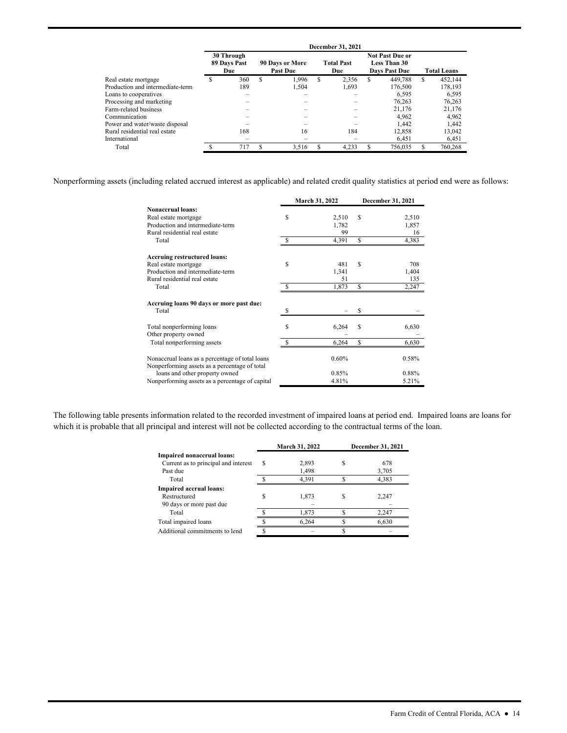| | December 31, 2021 | | | | |
|---|---|---|---|---|---|
| | 30 Through 89 Days Past Due | 90 Days or More Past Due | Total Past Due | Not Past Due or Less Than 30 Days Past Due | Total Loans |
| Real estate mortgage | $ 360 | $ 1,996 | $ 2,356 | $ 449,788 | $ 452,144 |
| Production and intermediate-term | 189 | 1,504 | 1,693 | 176,500 | 178,193 |
| Loans to cooperatives | – | – | – | 6,595 | 6,595 |
| Processing and marketing | – | – | – | 76,263 | 76,263 |
| Farm-related business | – | – | – | 21,176 | 21,176 |
| Communication | – | – | – | 4,962 | 4,962 |
| Power and water/waste disposal | – | – | – | 1,442 | 1,442 |
| Rural residential real estate | 168 | 16 | 184 | 12,858 | 13,042 |
| International | – | – | – | 6,451 | 6,451 |
| Total | $ 717 | $ 3,516 | $ 4,233 | $ 756,035 | $ 760,268 |

Nonperforming assets (including related accrued interest as applicable) and related credit quality statistics at period end were as follows:

| | March 31, 2022 | December 31, 2021 |
|---|---|---|
| **Nonaccrual loans:** | | |
| Real estate mortgage | $ 2,510 | $ 2,510 |
| Production and intermediate-term | 1,782 | 1,857 |
| Rural residential real estate | 99 | 16 |
| Total | $ 4,391 | $ 4,383 |
| **Accruing restructured loans:** | | |
| Real estate mortgage | $ 481 | $ 708 |
| Production and intermediate-term | 1,341 | 1,404 |
| Rural residential real estate | 51 | 135 |
| Total | $ 1,873 | $ 2,247 |
| **Accruing loans 90 days or more past due:** | | |
| Total | $ – | $ – |
| Total nonperforming loans | $ 6,264 | $ 6,630 |
| Other property owned | – | – |
| Total nonperforming assets | $ 6,264 | $ 6,630 |
| Nonaccrual loans as a percentage of total loans | 0.60% | 0.58% |
| Nonperforming assets as a percentage of total loans and other property owned | 0.85% | 0.88% |
| Nonperforming assets as a percentage of capital | 4.81% | 5.21% |

The following table presents information related to the recorded investment of impaired loans at period end. Impaired loans are loans for which it is probable that all principal and interest will not be collected according to the contractual terms of the loan.

| | March 31, 2022 | December 31, 2021 |
|---|---|---|
| **Impaired nonaccrual loans:** | | |
| Current as to principal and interest | $ 2,893 | $ 678 |
| Past due | 1,498 | 3,705 |
| Total | $ 4,391 | $ 4,383 |
| **Impaired accrual loans:** | | |
| Restructured | $ 1,873 | $ 2,247 |
| 90 days or more past due | – | – |
| Total | $ 1,873 | $ 2,247 |
| Total impaired loans | $ 6,264 | $ 6,630 |
| Additional commitments to lend | $ – | $ – |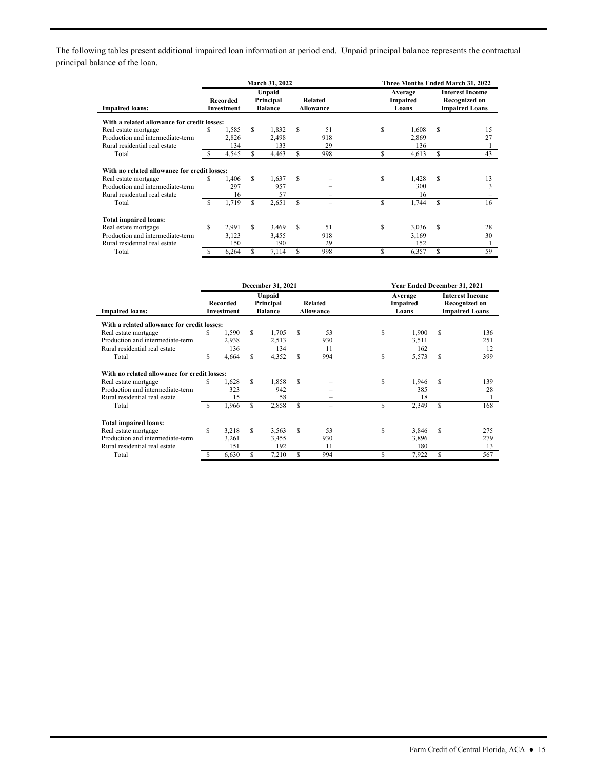The following tables present additional impaired loan information at period end. Unpaid principal balance represents the contractual principal balance of the loan.

| | March 31, 2022 | | | Three Months Ended March 31, 2022 | |
|---|---|---|---|---|---|
| **Impaired loans:** | Recorded Investment | Unpaid Principal Balance | Related Allowance | Average Impaired Loans | Interest Income Recognized on Impaired Loans |
| **With a related allowance for credit losses:** | | | | | |
| Real estate mortgage | $ 1,585 | $ 1,832 | $ 51 | $ 1,608 | $ 15 |
| Production and intermediate-term | 2,826 | 2,498 | 918 | 2,869 | 27 |
| Rural residential real estate | 134 | 133 | 29 | 136 | 1 |
| Total | $ 4,545 | $ 4,463 | $ 998 | $ 4,613 | $ 43 |
| **With no related allowance for credit losses:** | | | | | |
| Real estate mortgage | $ 1,406 | $ 1,637 | $ – | $ 1,428 | $ 13 |
| Production and intermediate-term | 297 | 957 | – | 300 | 3 |
| Rural residential real estate | 16 | 57 | – | 16 | – |
| Total | $ 1,719 | $ 2,651 | $ – | $ 1,744 | $ 16 |
| **Total impaired loans:** | | | | | |
| Real estate mortgage | $ 2,991 | $ 3,469 | $ 51 | $ 3,036 | $ 28 |
| Production and intermediate-term | 3,123 | 3,455 | 918 | 3,169 | 30 |
| Rural residential real estate | 150 | 190 | 29 | 152 | 1 |
| Total | $ 6,264 | $ 7,114 | $ 998 | $ 6,357 | $ 59 |

| | December 31, 2021 | | | Year Ended December 31, 2021 | |
|---|---|---|---|---|---|
| **Impaired loans:** | Recorded Investment | Unpaid Principal Balance | Related Allowance | Average Impaired Loans | Interest Income Recognized on Impaired Loans |
| **With a related allowance for credit losses:** | | | | | |
| Real estate mortgage | $ 1,590 | $ 1,705 | $ 53 | $ 1,900 | $ 136 |
| Production and intermediate-term | 2,938 | 2,513 | 930 | 3,511 | 251 |
| Rural residential real estate | 136 | 134 | 11 | 162 | 12 |
| Total | $ 4,664 | $ 4,352 | $ 994 | $ 5,573 | $ 399 |
| **With no related allowance for credit losses:** | | | | | |
| Real estate mortgage | $ 1,628 | $ 1,858 | $ – | $ 1,946 | $ 139 |
| Production and intermediate-term | 323 | 942 | – | 385 | 28 |
| Rural residential real estate | 15 | 58 | – | 18 | 1 |
| Total | $ 1,966 | $ 2,858 | $ – | $ 2,349 | $ 168 |
| **Total impaired loans:** | | | | | |
| Real estate mortgage | $ 3,218 | $ 3,563 | $ 53 | $ 3,846 | $ 275 |
| Production and intermediate-term | 3,261 | 3,455 | 930 | 3,896 | 279 |
| Rural residential real estate | 151 | 192 | 11 | 180 | 13 |
| Total | $ 6,630 | $ 7,210 | $ 994 | $ 7,922 | $ 567 |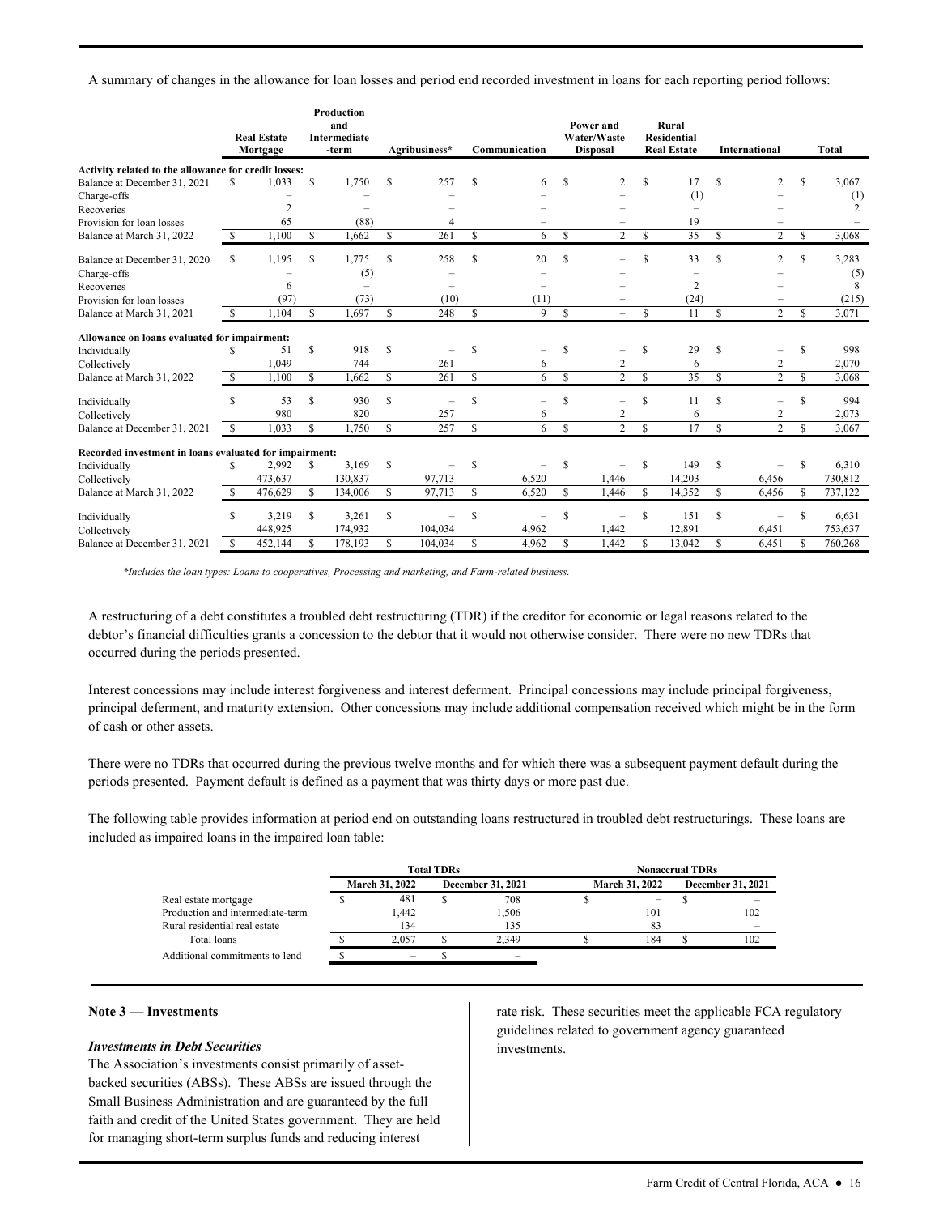A summary of changes in the allowance for loan losses and period end recorded investment in loans for each reporting period follows:

| | Real Estate Mortgage | Production and Intermediate -term | Agribusiness* | Communication | Power and Water/Waste Disposal | Rural Residential Real Estate | International | Total |
|---|---|---|---|---|---|---|---|---|
| **Activity related to the allowance for credit losses:** | | | | | | | | |
| Balance at December 31, 2021 | $ 1,033 | $ 1,750 | $ 257 | $ 6 | $ 2 | $ 17 | $ 2 | $ 3,067 |
| Charge-offs | – | – | – | – | – | (1) | – | (1) |
| Recoveries | 2 | – | – | – | – | – | – | 2 |
| Provision for loan losses | 65 | (88) | 4 | – | – | 19 | – | – |
| Balance at March 31, 2022 | $ 1,100 | $ 1,662 | $ 261 | $ 6 | $ 2 | $ 35 | $ 2 | $ 3,068 |
| Balance at December 31, 2020 | $ 1,195 | $ 1,775 | $ 258 | $ 20 | $ – | $ 33 | $ 2 | $ 3,283 |
| Charge-offs | – | (5) | – | – | – | – | – | (5) |
| Recoveries | 6 | – | – | – | – | 2 | – | 8 |
| Provision for loan losses | (97) | (73) | (10) | (11) | – | (24) | – | (215) |
| Balance at March 31, 2021 | $ 1,104 | $ 1,697 | $ 248 | $ 9 | $ – | $ 11 | $ 2 | $ 3,071 |
| **Allowance on loans evaluated for impairment:** | | | | | | | | |
| Individually | $ 51 | $ 918 | $ – | $ – | $ – | $ 29 | $ – | $ 998 |
| Collectively | 1,049 | 744 | 261 | 6 | 2 | 6 | 2 | 2,070 |
| Balance at March 31, 2022 | $ 1,100 | $ 1,662 | $ 261 | $ 6 | $ 2 | $ 35 | $ 2 | $ 3,068 |
| Individually | $ 53 | $ 930 | $ – | $ – | $ – | $ 11 | $ – | $ 994 |
| Collectively | 980 | 820 | 257 | 6 | 2 | 6 | 2 | 2,073 |
| Balance at December 31, 2021 | $ 1,033 | $ 1,750 | $ 257 | $ 6 | $ 2 | $ 17 | $ 2 | $ 3,067 |
| **Recorded investment in loans evaluated for impairment:** | | | | | | | | |
| Individually | $ 2,992 | $ 3,169 | $ – | $ – | $ – | $ 149 | $ – | $ 6,310 |
| Collectively | 473,637 | 130,837 | 97,713 | 6,520 | 1,446 | 14,203 | 6,456 | 730,812 |
| Balance at March 31, 2022 | $ 476,629 | $ 134,006 | $ 97,713 | $ 6,520 | $ 1,446 | $ 14,352 | $ 6,456 | $ 737,122 |
| Individually | $ 3,219 | $ 3,261 | $ – | $ – | $ – | $ 151 | $ – | $ 6,631 |
| Collectively | 448,925 | 174,932 | 104,034 | 4,962 | 1,442 | 12,891 | 6,451 | 753,637 |
| Balance at December 31, 2021 | $ 452,144 | $ 178,193 | $ 104,034 | $ 4,962 | $ 1,442 | $ 13,042 | $ 6,451 | $ 760,268 |

*\*Includes the loan types: Loans to cooperatives, Processing and marketing, and Farm-related business.*

A restructuring of a debt constitutes a troubled debt restructuring (TDR) if the creditor for economic or legal reasons related to the debtor's financial difficulties grants a concession to the debtor that it would not otherwise consider. There were no new TDRs that occurred during the periods presented.

Interest concessions may include interest forgiveness and interest deferment. Principal concessions may include principal forgiveness, principal deferment, and maturity extension. Other concessions may include additional compensation received which might be in the form of cash or other assets.

There were no TDRs that occurred during the previous twelve months and for which there was a subsequent payment default during the periods presented. Payment default is defined as a payment that was thirty days or more past due.

The following table provides information at period end on outstanding loans restructured in troubled debt restructurings. These loans are included as impaired loans in the impaired loan table:

| | Total TDRs | | Nonaccrual TDRs | |
|---|---|---|---|---|
| | March 31, 2022 | December 31, 2021 | March 31, 2022 | December 31, 2021 |
| Real estate mortgage | $ 481 | $ 708 | $ – | $ – |
| Production and intermediate-term | 1,442 | 1,506 | 101 | 102 |
| Rural residential real estate | 134 | 135 | 83 | – |
| Total loans | $ 2,057 | $ 2,349 | $ 184 | $ 102 |
| Additional commitments to lend | $ – | $ – | | |

## Note 3 — Investments

### *Investments in Debt Securities*

The Association's investments consist primarily of asset-backed securities (ABSs). These ABSs are issued through the Small Business Administration and are guaranteed by the full faith and credit of the United States government. They are held for managing short-term surplus funds and reducing interest rate risk. These securities meet the applicable FCA regulatory guidelines related to government agency guaranteed investments.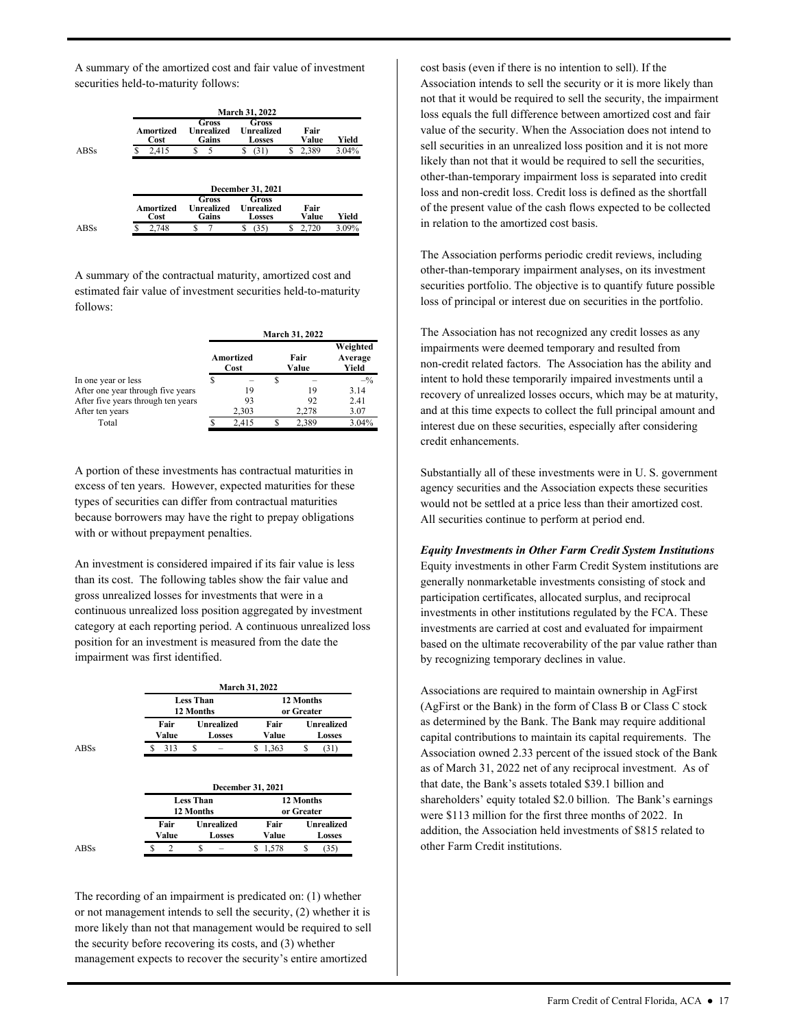A summary of the amortized cost and fair value of investment securities held-to-maturity follows:

| | March 31, 2022 | | | | |
|---|---|---|---|---|---|
| | Amortized Cost | Gross Unrealized Gains | Gross Unrealized Losses | Fair Value | Yield |
| ABSs | $ 2,415 | $ 5 | $ (31) | $ 2,389 | 3.04% |

| | December 31, 2021 | | | | |
|---|---|---|---|---|---|
| | Amortized Cost | Gross Unrealized Gains | Gross Unrealized Losses | Fair Value | Yield |
| ABSs | $ 2,748 | $ 7 | $ (35) | $ 2,720 | 3.09% |

A summary of the contractual maturity, amortized cost and estimated fair value of investment securities held-to-maturity follows:

| | March 31, 2022 | | |
|---|---|---|---|
| | Amortized Cost | Fair Value | Weighted Average Yield |
| In one year or less | $ – | $ – | –% |
| After one year through five years | 19 | 19 | 3.14 |
| After five years through ten years | 93 | 92 | 2.41 |
| After ten years | 2,303 | 2,278 | 3.07 |
| Total | $ 2,415 | $ 2,389 | 3.04% |

A portion of these investments has contractual maturities in excess of ten years. However, expected maturities for these types of securities can differ from contractual maturities because borrowers may have the right to prepay obligations with or without prepayment penalties.

An investment is considered impaired if its fair value is less than its cost. The following tables show the fair value and gross unrealized losses for investments that were in a continuous unrealized loss position aggregated by investment category at each reporting period. A continuous unrealized loss position for an investment is measured from the date the impairment was first identified.

| | March 31, 2022 | | | |
|---|---|---|---|---|
| | Less Than 12 Months | | 12 Months or Greater | |
| | Fair Value | Unrealized Losses | Fair Value | Unrealized Losses |
| ABSs | $ 313 | $ – | $ 1,363 | $ (31) |

| | December 31, 2021 | | | |
|---|---|---|---|---|
| | Less Than 12 Months | | 12 Months or Greater | |
| | Fair Value | Unrealized Losses | Fair Value | Unrealized Losses |
| ABSs | $ 2 | $ – | $ 1,578 | $ (35) |

The recording of an impairment is predicated on: (1) whether or not management intends to sell the security, (2) whether it is more likely than not that management would be required to sell the security before recovering its costs, and (3) whether management expects to recover the security's entire amortized cost basis (even if there is no intention to sell). If the Association intends to sell the security or it is more likely than not that it would be required to sell the security, the impairment loss equals the full difference between amortized cost and fair value of the security. When the Association does not intend to sell securities in an unrealized loss position and it is not more likely than not that it would be required to sell the securities, other-than-temporary impairment loss is separated into credit loss and non-credit loss. Credit loss is defined as the shortfall of the present value of the cash flows expected to be collected in relation to the amortized cost basis.

The Association performs periodic credit reviews, including other-than-temporary impairment analyses, on its investment securities portfolio. The objective is to quantify future possible loss of principal or interest due on securities in the portfolio.

The Association has not recognized any credit losses as any impairments were deemed temporary and resulted from non-credit related factors. The Association has the ability and intent to hold these temporarily impaired investments until a recovery of unrealized losses occurs, which may be at maturity, and at this time expects to collect the full principal amount and interest due on these securities, especially after considering credit enhancements.

Substantially all of these investments were in U. S. government agency securities and the Association expects these securities would not be settled at a price less than their amortized cost. All securities continue to perform at period end.

***Equity Investments in Other Farm Credit System Institutions***
Equity investments in other Farm Credit System institutions are generally nonmarketable investments consisting of stock and participation certificates, allocated surplus, and reciprocal investments in other institutions regulated by the FCA. These investments are carried at cost and evaluated for impairment based on the ultimate recoverability of the par value rather than by recognizing temporary declines in value.

Associations are required to maintain ownership in AgFirst (AgFirst or the Bank) in the form of Class B or Class C stock as determined by the Bank. The Bank may require additional capital contributions to maintain its capital requirements. The Association owned 2.33 percent of the issued stock of the Bank as of March 31, 2022 net of any reciprocal investment. As of that date, the Bank's assets totaled $39.1 billion and shareholders' equity totaled $2.0 billion. The Bank's earnings were $113 million for the first three months of 2022. In addition, the Association held investments of $815 related to other Farm Credit institutions.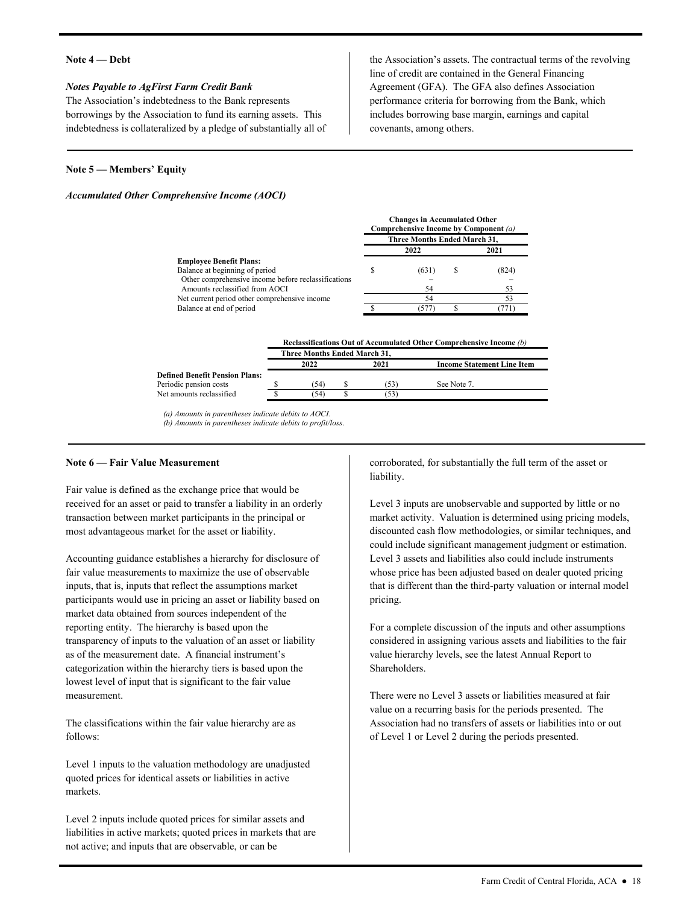## Note 4 — Debt

### *Notes Payable to AgFirst Farm Credit Bank*

The Association's indebtedness to the Bank represents borrowings by the Association to fund its earning assets. This indebtedness is collateralized by a pledge of substantially all of the Association's assets. The contractual terms of the revolving line of credit are contained in the General Financing Agreement (GFA). The GFA also defines Association performance criteria for borrowing from the Bank, which includes borrowing base margin, earnings and capital covenants, among others.

## Note 5 — Members' Equity

### *Accumulated Other Comprehensive Income (AOCI)*

| | Changes in Accumulated Other Comprehensive Income by Component *(a)* | |
|---|---|---|
| | Three Months Ended March 31, | |
| | 2022 | 2021 |
| **Employee Benefit Plans:** | | |
| Balance at beginning of period | $ (631) | $ (824) |
| Other comprehensive income before reclassifications | – | – |
| Amounts reclassified from AOCI | 54 | 53 |
| Net current period other comprehensive income | 54 | 53 |
| Balance at end of period | $ (577) | $ (771) |

| | Reclassifications Out of Accumulated Other Comprehensive Income *(b)* | | |
|---|---|---|---|
| | Three Months Ended March 31, | | |
| | 2022 | 2021 | Income Statement Line Item |
| **Defined Benefit Pension Plans:** | | | |
| Periodic pension costs | $ (54) | $ (53) | See Note 7. |
| Net amounts reclassified | $ (54) | $ (53) | |

*(a) Amounts in parentheses indicate debits to AOCI.*
*(b) Amounts in parentheses indicate debits to profit/loss.*

## Note 6 — Fair Value Measurement

Fair value is defined as the exchange price that would be received for an asset or paid to transfer a liability in an orderly transaction between market participants in the principal or most advantageous market for the asset or liability.

Accounting guidance establishes a hierarchy for disclosure of fair value measurements to maximize the use of observable inputs, that is, inputs that reflect the assumptions market participants would use in pricing an asset or liability based on market data obtained from sources independent of the reporting entity. The hierarchy is based upon the transparency of inputs to the valuation of an asset or liability as of the measurement date. A financial instrument's categorization within the hierarchy tiers is based upon the lowest level of input that is significant to the fair value measurement.

The classifications within the fair value hierarchy are as follows:

Level 1 inputs to the valuation methodology are unadjusted quoted prices for identical assets or liabilities in active markets.

Level 2 inputs include quoted prices for similar assets and liabilities in active markets; quoted prices in markets that are not active; and inputs that are observable, or can be corroborated, for substantially the full term of the asset or liability.

Level 3 inputs are unobservable and supported by little or no market activity. Valuation is determined using pricing models, discounted cash flow methodologies, or similar techniques, and could include significant management judgment or estimation. Level 3 assets and liabilities also could include instruments whose price has been adjusted based on dealer quoted pricing that is different than the third-party valuation or internal model pricing.

For a complete discussion of the inputs and other assumptions considered in assigning various assets and liabilities to the fair value hierarchy levels, see the latest Annual Report to Shareholders.

There were no Level 3 assets or liabilities measured at fair value on a recurring basis for the periods presented. The Association had no transfers of assets or liabilities into or out of Level 1 or Level 2 during the periods presented.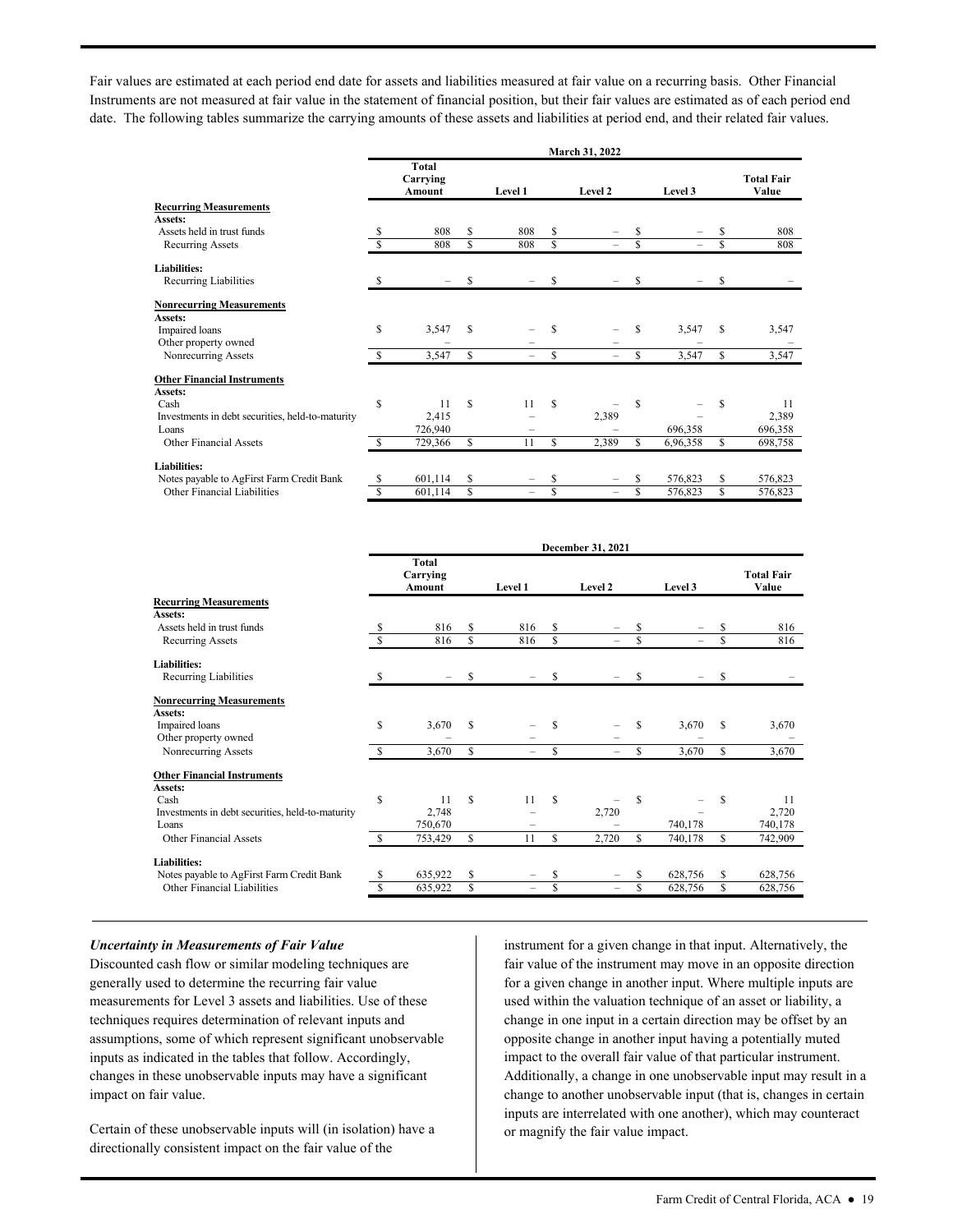Fair values are estimated at each period end date for assets and liabilities measured at fair value on a recurring basis. Other Financial Instruments are not measured at fair value in the statement of financial position, but their fair values are estimated as of each period end date. The following tables summarize the carrying amounts of these assets and liabilities at period end, and their related fair values.

| | March 31, 2022 | | | | |
|---|---|---|---|---|---|
| | Total Carrying Amount | Level 1 | Level 2 | Level 3 | Total Fair Value |
| **Recurring Measurements** | | | | | |
| **Assets:** | | | | | |
| Assets held in trust funds | $ 808 | $ 808 | $ – | $ – | $ 808 |
| Recurring Assets | $ 808 | $ 808 | $ – | $ – | $ 808 |
| **Liabilities:** | | | | | |
| Recurring Liabilities | $ – | $ – | $ – | $ – | $ – |
| **Nonrecurring Measurements** | | | | | |
| **Assets:** | | | | | |
| Impaired loans | $ 3,547 | $ – | $ – | $ 3,547 | $ 3,547 |
| Other property owned | – | – | – | – | – |
| Nonrecurring Assets | $ 3,547 | $ – | $ – | $ 3,547 | $ 3,547 |
| **Other Financial Instruments** | | | | | |
| **Assets:** | | | | | |
| Cash | $ 11 | $ 11 | $ – | $ – | $ 11 |
| Investments in debt securities, held-to-maturity | 2,415 | – | 2,389 | – | 2,389 |
| Loans | 726,940 | – | – | 696,358 | 696,358 |
| Other Financial Assets | $ 729,366 | $ 11 | $ 2,389 | $ 6,96,358 | $ 698,758 |
| **Liabilities:** | | | | | |
| Notes payable to AgFirst Farm Credit Bank | $ 601,114 | $ – | $ – | $ 576,823 | $ 576,823 |
| Other Financial Liabilities | $ 601,114 | $ – | $ – | $ 576,823 | $ 576,823 |

| | December 31, 2021 | | | | |
|---|---|---|---|---|---|
| | Total Carrying Amount | Level 1 | Level 2 | Level 3 | Total Fair Value |
| **Recurring Measurements** | | | | | |
| **Assets:** | | | | | |
| Assets held in trust funds | $ 816 | $ 816 | $ – | $ – | $ 816 |
| Recurring Assets | $ 816 | $ 816 | $ – | $ – | $ 816 |
| **Liabilities:** | | | | | |
| Recurring Liabilities | $ – | $ – | $ – | $ – | $ – |
| **Nonrecurring Measurements** | | | | | |
| **Assets:** | | | | | |
| Impaired loans | $ 3,670 | $ – | $ – | $ 3,670 | $ 3,670 |
| Other property owned | – | – | – | – | – |
| Nonrecurring Assets | $ 3,670 | $ – | $ – | $ 3,670 | $ 3,670 |
| **Other Financial Instruments** | | | | | |
| **Assets:** | | | | | |
| Cash | $ 11 | $ 11 | $ – | $ – | $ 11 |
| Investments in debt securities, held-to-maturity | 2,748 | – | 2,720 | – | 2,720 |
| Loans | 750,670 | – | – | 740,178 | 740,178 |
| Other Financial Assets | $ 753,429 | $ 11 | $ 2,720 | $ 740,178 | $ 742,909 |
| **Liabilities:** | | | | | |
| Notes payable to AgFirst Farm Credit Bank | $ 635,922 | $ – | $ – | $ 628,756 | $ 628,756 |
| Other Financial Liabilities | $ 635,922 | $ – | $ – | $ 628,756 | $ 628,756 |

***Uncertainty in Measurements of Fair Value***

Discounted cash flow or similar modeling techniques are generally used to determine the recurring fair value measurements for Level 3 assets and liabilities. Use of these techniques requires determination of relevant inputs and assumptions, some of which represent significant unobservable inputs as indicated in the tables that follow. Accordingly, changes in these unobservable inputs may have a significant impact on fair value.

Certain of these unobservable inputs will (in isolation) have a directionally consistent impact on the fair value of the instrument for a given change in that input. Alternatively, the fair value of the instrument may move in an opposite direction for a given change in another input. Where multiple inputs are used within the valuation technique of an asset or liability, a change in one input in a certain direction may be offset by an opposite change in another input having a potentially muted impact to the overall fair value of that particular instrument. Additionally, a change in one unobservable input may result in a change to another unobservable input (that is, changes in certain inputs are interrelated with one another), which may counteract or magnify the fair value impact.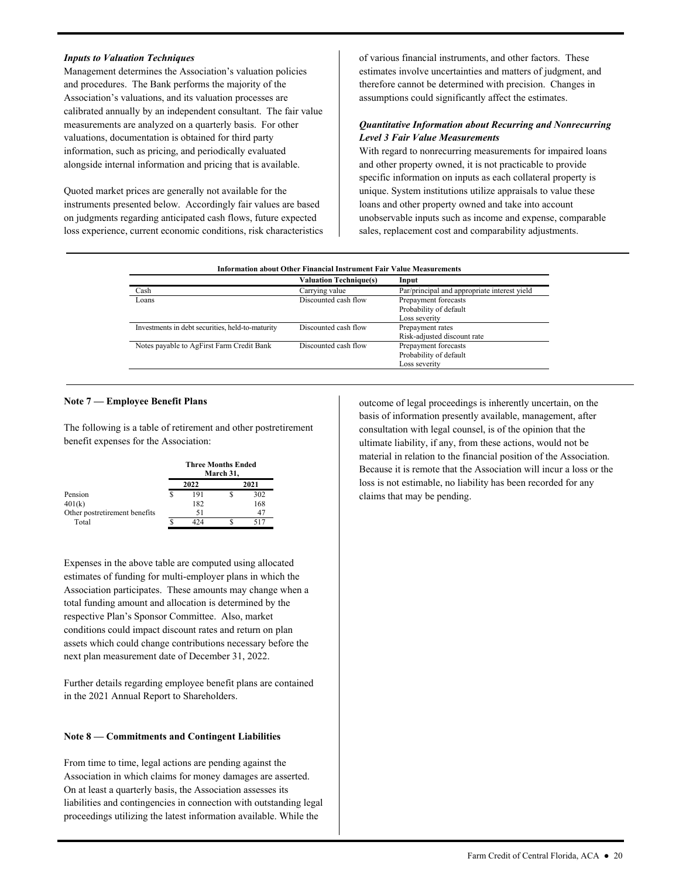***Inputs to Valuation Techniques***

Management determines the Association's valuation policies and procedures. The Bank performs the majority of the Association's valuations, and its valuation processes are calibrated annually by an independent consultant. The fair value measurements are analyzed on a quarterly basis. For other valuations, documentation is obtained for third party information, such as pricing, and periodically evaluated alongside internal information and pricing that is available.

Quoted market prices are generally not available for the instruments presented below. Accordingly fair values are based on judgments regarding anticipated cash flows, future expected loss experience, current economic conditions, risk characteristics of various financial instruments, and other factors. These estimates involve uncertainties and matters of judgment, and therefore cannot be determined with precision. Changes in assumptions could significantly affect the estimates.

***Quantitative Information about Recurring and Nonrecurring Level 3 Fair Value Measurements***

With regard to nonrecurring measurements for impaired loans and other property owned, it is not practicable to provide specific information on inputs as each collateral property is unique. System institutions utilize appraisals to value these loans and other property owned and take into account unobservable inputs such as income and expense, comparable sales, replacement cost and comparability adjustments.

**Information about Other Financial Instrument Fair Value Measurements**

| | Valuation Technique(s) | Input |
|---|---|---|
| Cash | Carrying value | Par/principal and appropriate interest yield |
| Loans | Discounted cash flow | Prepayment forecasts<br>Probability of default<br>Loss severity |
| Investments in debt securities, held-to-maturity | Discounted cash flow | Prepayment rates<br>Risk-adjusted discount rate |
| Notes payable to AgFirst Farm Credit Bank | Discounted cash flow | Prepayment forecasts<br>Probability of default<br>Loss severity |

**Note 7 — Employee Benefit Plans**

The following is a table of retirement and other postretirement benefit expenses for the Association:

| | Three Months Ended March 31, | |
|---|---|---|
| | 2022 | 2021 |
| Pension | $ 191 | $ 302 |
| 401(k) | 182 | 168 |
| Other postretirement benefits | 51 | 47 |
| Total | $ 424 | $ 517 |

Expenses in the above table are computed using allocated estimates of funding for multi-employer plans in which the Association participates. These amounts may change when a total funding amount and allocation is determined by the respective Plan's Sponsor Committee. Also, market conditions could impact discount rates and return on plan assets which could change contributions necessary before the next plan measurement date of December 31, 2022.

Further details regarding employee benefit plans are contained in the 2021 Annual Report to Shareholders.

**Note 8 — Commitments and Contingent Liabilities**

From time to time, legal actions are pending against the Association in which claims for money damages are asserted. On at least a quarterly basis, the Association assesses its liabilities and contingencies in connection with outstanding legal proceedings utilizing the latest information available. While the outcome of legal proceedings is inherently uncertain, on the basis of information presently available, management, after consultation with legal counsel, is of the opinion that the ultimate liability, if any, from these actions, would not be material in relation to the financial position of the Association. Because it is remote that the Association will incur a loss or the loss is not estimable, no liability has been recorded for any claims that may be pending.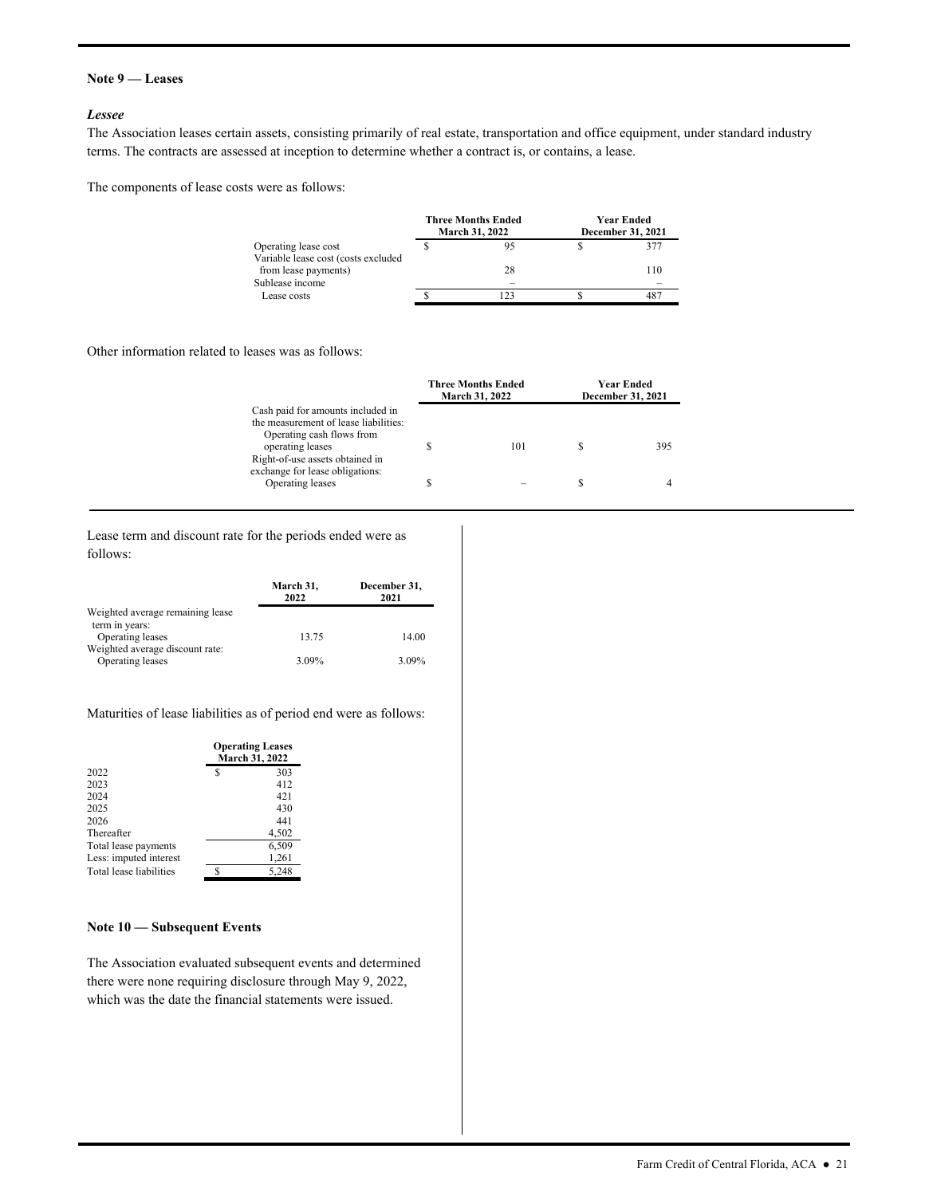## Note 9 — Leases

### *Lessee*

The Association leases certain assets, consisting primarily of real estate, transportation and office equipment, under standard industry terms. The contracts are assessed at inception to determine whether a contract is, or contains, a lease.

The components of lease costs were as follows:

| | Three Months Ended March 31, 2022 | Year Ended December 31, 2021 |
|---|---|---|
| Operating lease cost | $ 95 | $ 377 |
| Variable lease cost (costs excluded from lease payments) | 28 | 110 |
| Sublease income | – | – |
| Lease costs | $ 123 | $ 487 |

Other information related to leases was as follows:

| | Three Months Ended March 31, 2022 | Year Ended December 31, 2021 |
|---|---|---|
| Cash paid for amounts included in the measurement of lease liabilities: | | |
| Operating cash flows from operating leases | $ 101 | $ 395 |
| Right-of-use assets obtained in exchange for lease obligations: | | |
| Operating leases | $ – | $ 4 |

Lease term and discount rate for the periods ended were as follows:

| | March 31, 2022 | December 31, 2021 |
|---|---|---|
| Weighted average remaining lease term in years: | | |
| Operating leases | 13.75 | 14.00 |
| Weighted average discount rate: | | |
| Operating leases | 3.09% | 3.09% |

Maturities of lease liabilities as of period end were as follows:

| | Operating Leases March 31, 2022 |
|---|---|
| 2022 | $ 303 |
| 2023 | 412 |
| 2024 | 421 |
| 2025 | 430 |
| 2026 | 441 |
| Thereafter | 4,502 |
| Total lease payments | 6,509 |
| Less: imputed interest | 1,261 |
| Total lease liabilities | $ 5,248 |

## Note 10 — Subsequent Events

The Association evaluated subsequent events and determined there were none requiring disclosure through May 9, 2022, which was the date the financial statements were issued.